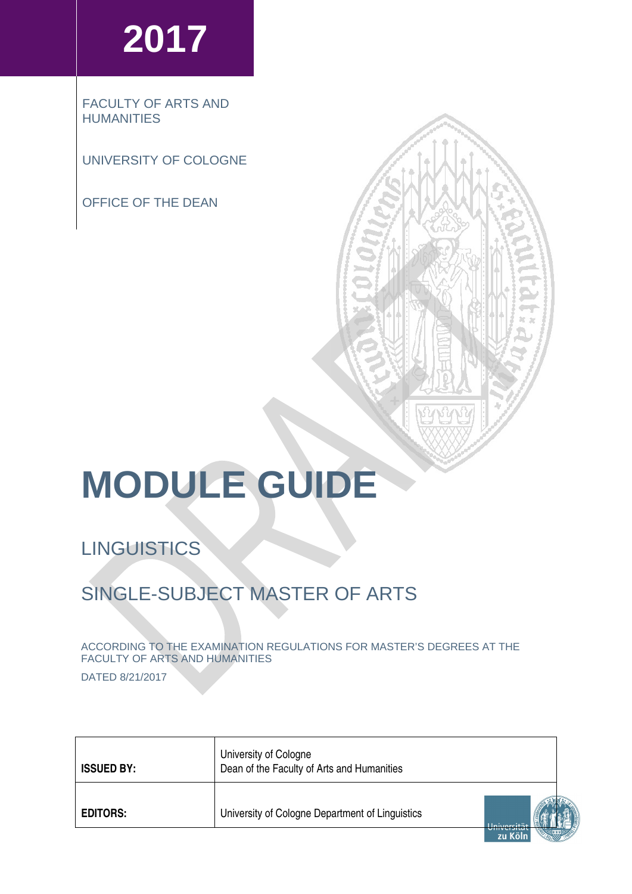2017

FACULTY OF ARTS AND HUMANITIES

UNIVERSITY OF COLOGNE

OFFICE OF THE DEAN

# MODULE GUIDE

## LINGUISTICS

## SINGLE-SUBJECT MASTER OF ARTS

ACCORDING TO THE EXAMINATION REGULATIONS FOR MASTER'S DEGREES AT THE FACULTY OF ARTS AND HUMANITIES

DATED 8/21/2017

| | |
|---|---|
| **ISSUED BY:** | University of Cologne<br>Dean of the Faculty of Arts and Humanities |
| **EDITORS:** | University of Cologne Department of Linguistics |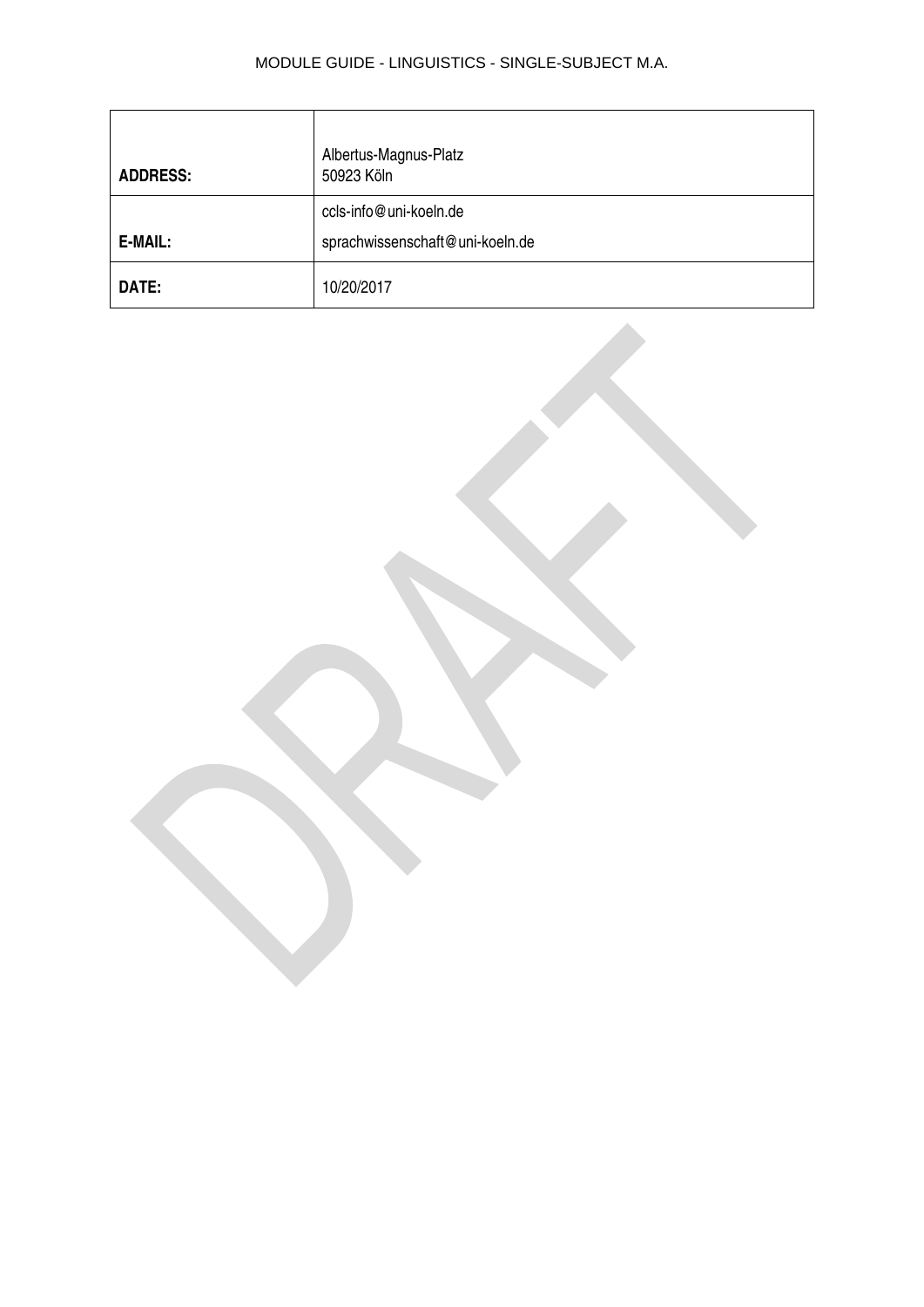| | |
|---|---|
| **ADDRESS:** | Albertus-Magnus-Platz<br>50923 Köln |
| **E-MAIL:** | ccls-info@uni-koeln.de<br>sprachwissenschaft@uni-koeln.de |
| **DATE:** | 10/20/2017 |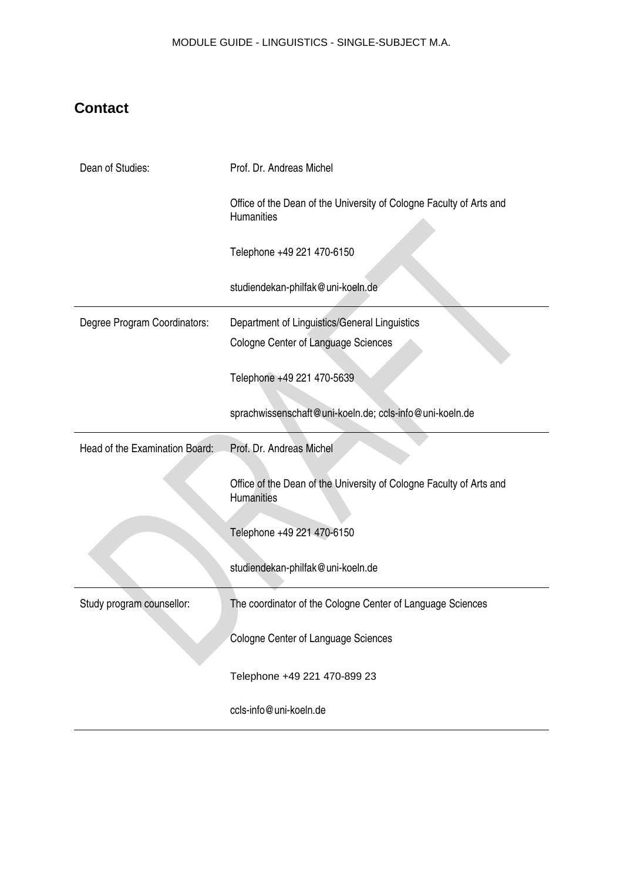## Contact

| | |
|---|---|
| Dean of Studies: | Prof. Dr. Andreas Michel<br><br>Office of the Dean of the University of Cologne Faculty of Arts and Humanities<br><br>Telephone +49 221 470-6150<br><br>studiendekan-philfak@uni-koeln.de |
| Degree Program Coordinators: | Department of Linguistics/General Linguistics<br>Cologne Center of Language Sciences<br><br>Telephone +49 221 470-5639<br><br>sprachwissenschaft@uni-koeln.de; ccls-info@uni-koeln.de |
| Head of the Examination Board: | Prof. Dr. Andreas Michel<br><br>Office of the Dean of the University of Cologne Faculty of Arts and Humanities<br><br>Telephone +49 221 470-6150<br><br>studiendekan-philfak@uni-koeln.de |
| Study program counsellor: | The coordinator of the Cologne Center of Language Sciences<br><br>Cologne Center of Language Sciences<br><br>Telephone +49 221 470-899 23<br><br>ccls-info@uni-koeln.de |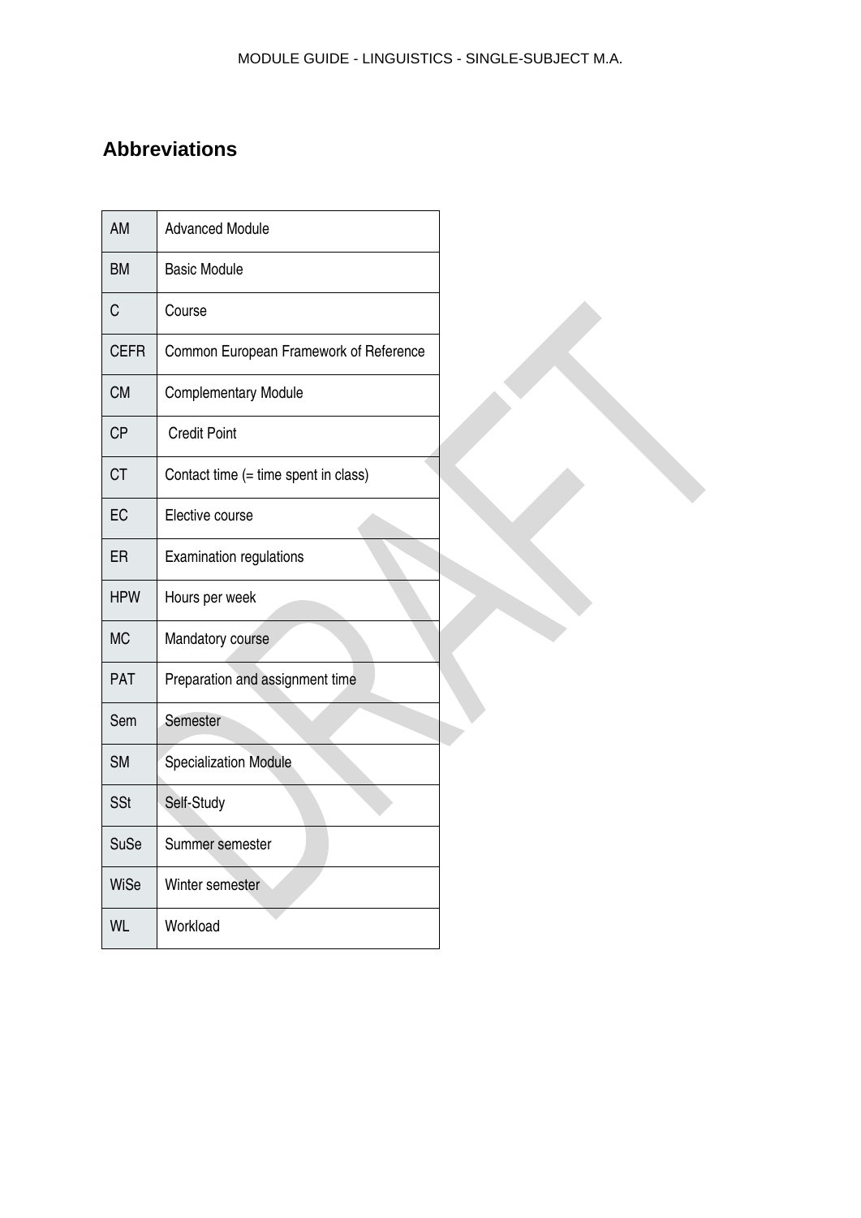## Abbreviations

| AM | Advanced Module |
|---|---|
| BM | Basic Module |
| C | Course |
| CEFR | Common European Framework of Reference |
| CM | Complementary Module |
| CP | Credit Point |
| CT | Contact time (= time spent in class) |
| EC | Elective course |
| ER | Examination regulations |
| HPW | Hours per week |
| MC | Mandatory course |
| PAT | Preparation and assignment time |
| Sem | Semester |
| SM | Specialization Module |
| SSt | Self-Study |
| SuSe | Summer semester |
| WiSe | Winter semester |
| WL | Workload |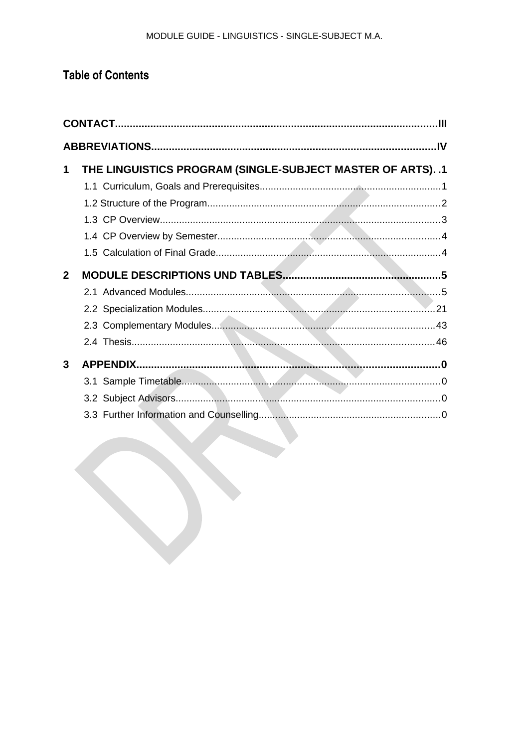## Table of Contents

**CONTACT** ........................................................................................................ **III**

**ABBREVIATIONS** ........................................................................................ **IV**

**1 THE LINGUISTICS PROGRAM (SINGLE-SUBJECT MASTER OF ARTS)** .. **1**

- 1.1 Curriculum, Goals and Prerequisites ........................................................ 1
- 1.2 Structure of the Program ........................................................................ 2
- 1.3 CP Overview ........................................................................................... 3
- 1.4 CP Overview by Semester ........................................................................ 4
- 1.5 Calculation of Final Grade ........................................................................ 4

**2 MODULE DESCRIPTIONS UND TABLES** ..................................................... **5**

- 2.1 Advanced Modules ................................................................................... 5
- 2.2 Specialization Modules ............................................................................ 21
- 2.3 Complementary Modules ......................................................................... 43
- 2.4 Thesis ...................................................................................................... 46

**3 APPENDIX** ...................................................................................................... **0**

- 3.1 Sample Timetable ..................................................................................... 0
- 3.2 Subject Advisors ....................................................................................... 0
- 3.3 Further Information and Counselling ........................................................ 0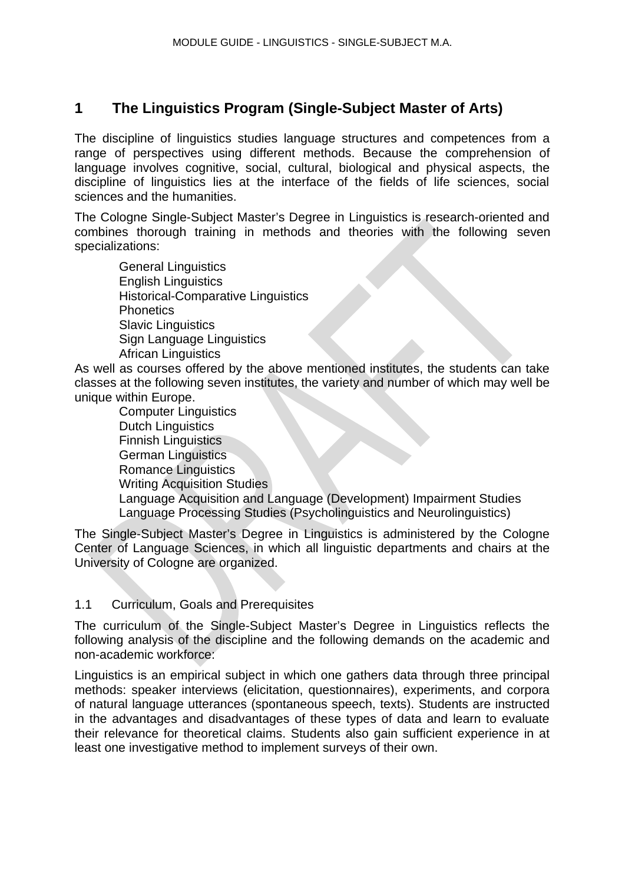# 1 The Linguistics Program (Single-Subject Master of Arts)

The discipline of linguistics studies language structures and competences from a range of perspectives using different methods. Because the comprehension of language involves cognitive, social, cultural, biological and physical aspects, the discipline of linguistics lies at the interface of the fields of life sciences, social sciences and the humanities.

The Cologne Single-Subject Master's Degree in Linguistics is research-oriented and combines thorough training in methods and theories with the following seven specializations:

- General Linguistics
- English Linguistics
- Historical-Comparative Linguistics
- Phonetics
- Slavic Linguistics
- Sign Language Linguistics
- African Linguistics

As well as courses offered by the above mentioned institutes, the students can take classes at the following seven institutes, the variety and number of which may well be unique within Europe.

- Computer Linguistics
- Dutch Linguistics
- Finnish Linguistics
- German Linguistics
- Romance Linguistics
- Writing Acquisition Studies
- Language Acquisition and Language (Development) Impairment Studies
- Language Processing Studies (Psycholinguistics and Neurolinguistics)

The Single-Subject Master's Degree in Linguistics is administered by the Cologne Center of Language Sciences, in which all linguistic departments and chairs at the University of Cologne are organized.

## 1.1 Curriculum, Goals and Prerequisites

The curriculum of the Single-Subject Master's Degree in Linguistics reflects the following analysis of the discipline and the following demands on the academic and non-academic workforce:

Linguistics is an empirical subject in which one gathers data through three principal methods: speaker interviews (elicitation, questionnaires), experiments, and corpora of natural language utterances (spontaneous speech, texts). Students are instructed in the advantages and disadvantages of these types of data and learn to evaluate their relevance for theoretical claims. Students also gain sufficient experience in at least one investigative method to implement surveys of their own.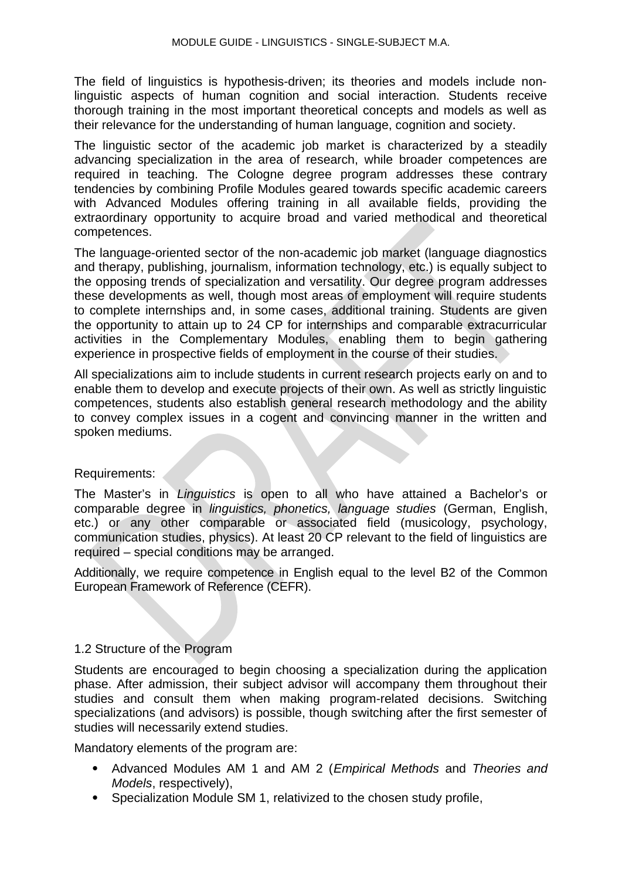The field of linguistics is hypothesis-driven; its theories and models include non-linguistic aspects of human cognition and social interaction. Students receive thorough training in the most important theoretical concepts and models as well as their relevance for the understanding of human language, cognition and society.

The linguistic sector of the academic job market is characterized by a steadily advancing specialization in the area of research, while broader competences are required in teaching. The Cologne degree program addresses these contrary tendencies by combining Profile Modules geared towards specific academic careers with Advanced Modules offering training in all available fields, providing the extraordinary opportunity to acquire broad and varied methodical and theoretical competences.

The language-oriented sector of the non-academic job market (language diagnostics and therapy, publishing, journalism, information technology, etc.) is equally subject to the opposing trends of specialization and versatility. Our degree program addresses these developments as well, though most areas of employment will require students to complete internships and, in some cases, additional training. Students are given the opportunity to attain up to 24 CP for internships and comparable extracurricular activities in the Complementary Modules, enabling them to begin gathering experience in prospective fields of employment in the course of their studies.

All specializations aim to include students in current research projects early on and to enable them to develop and execute projects of their own. As well as strictly linguistic competences, students also establish general research methodology and the ability to convey complex issues in a cogent and convincing manner in the written and spoken mediums.

Requirements:

The Master's in *Linguistics* is open to all who have attained a Bachelor's or comparable degree in *linguistics, phonetics, language studies* (German, English, etc.) or any other comparable or associated field (musicology, psychology, communication studies, physics). At least 20 CP relevant to the field of linguistics are required – special conditions may be arranged.

Additionally, we require competence in English equal to the level B2 of the Common European Framework of Reference (CEFR).

### 1.2 Structure of the Program

Students are encouraged to begin choosing a specialization during the application phase. After admission, their subject advisor will accompany them throughout their studies and consult them when making program-related decisions. Switching specializations (and advisors) is possible, though switching after the first semester of studies will necessarily extend studies.

Mandatory elements of the program are:

- Advanced Modules AM 1 and AM 2 (*Empirical Methods* and *Theories and Models*, respectively),
- Specialization Module SM 1, relativized to the chosen study profile,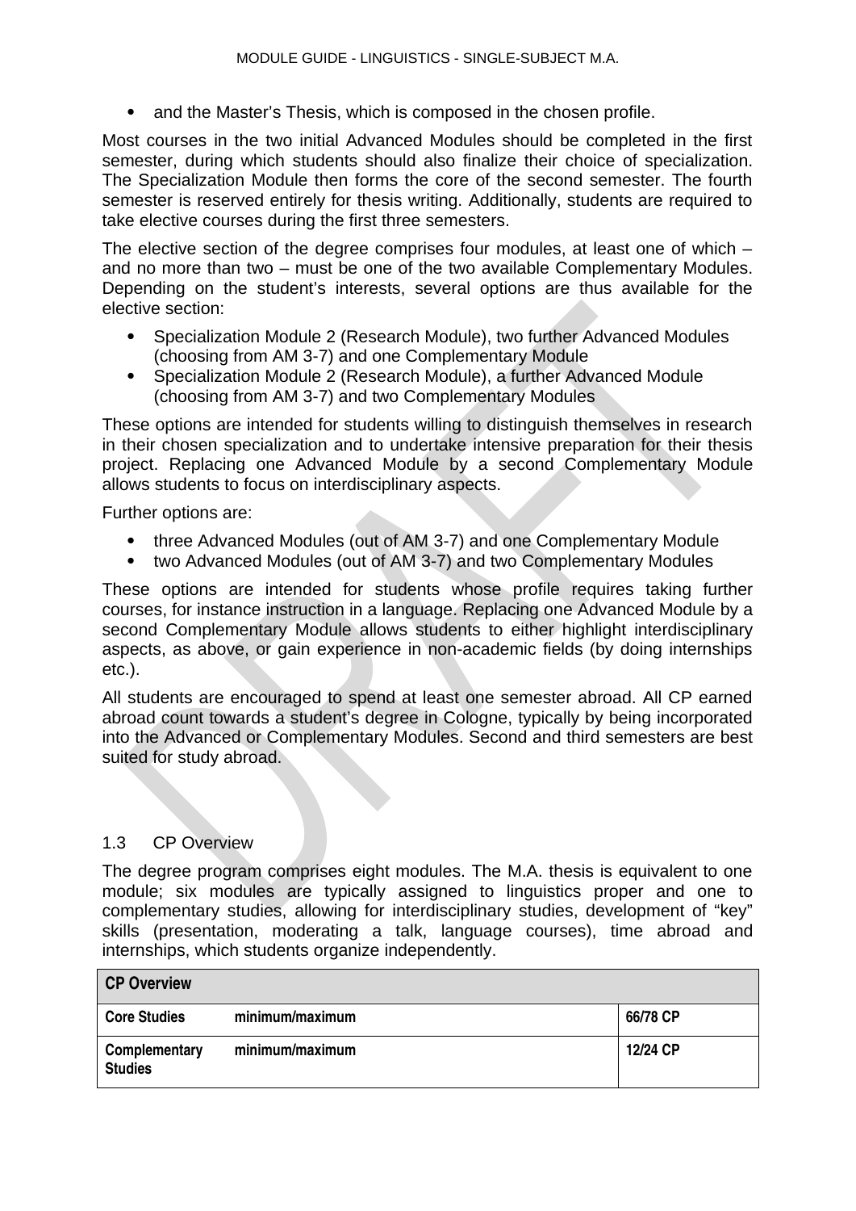- and the Master's Thesis, which is composed in the chosen profile.

Most courses in the two initial Advanced Modules should be completed in the first semester, during which students should also finalize their choice of specialization. The Specialization Module then forms the core of the second semester. The fourth semester is reserved entirely for thesis writing. Additionally, students are required to take elective courses during the first three semesters.

The elective section of the degree comprises four modules, at least one of which – and no more than two – must be one of the two available Complementary Modules. Depending on the student's interests, several options are thus available for the elective section:

- Specialization Module 2 (Research Module), two further Advanced Modules (choosing from AM 3-7) and one Complementary Module
- Specialization Module 2 (Research Module), a further Advanced Module (choosing from AM 3-7) and two Complementary Modules

These options are intended for students willing to distinguish themselves in research in their chosen specialization and to undertake intensive preparation for their thesis project. Replacing one Advanced Module by a second Complementary Module allows students to focus on interdisciplinary aspects.

Further options are:

- three Advanced Modules (out of AM 3-7) and one Complementary Module
- two Advanced Modules (out of AM 3-7) and two Complementary Modules

These options are intended for students whose profile requires taking further courses, for instance instruction in a language. Replacing one Advanced Module by a second Complementary Module allows students to either highlight interdisciplinary aspects, as above, or gain experience in non-academic fields (by doing internships etc.).

All students are encouraged to spend at least one semester abroad. All CP earned abroad count towards a student's degree in Cologne, typically by being incorporated into the Advanced or Complementary Modules. Second and third semesters are best suited for study abroad.

## 1.3 CP Overview

The degree program comprises eight modules. The M.A. thesis is equivalent to one module; six modules are typically assigned to linguistics proper and one to complementary studies, allowing for interdisciplinary studies, development of "key" skills (presentation, moderating a talk, language courses), time abroad and internships, which students organize independently.

| **CP Overview** | | |
|---|---|---|
| **Core Studies** | **minimum/maximum** | **66/78 CP** |
| **Complementary Studies** | **minimum/maximum** | **12/24 CP** |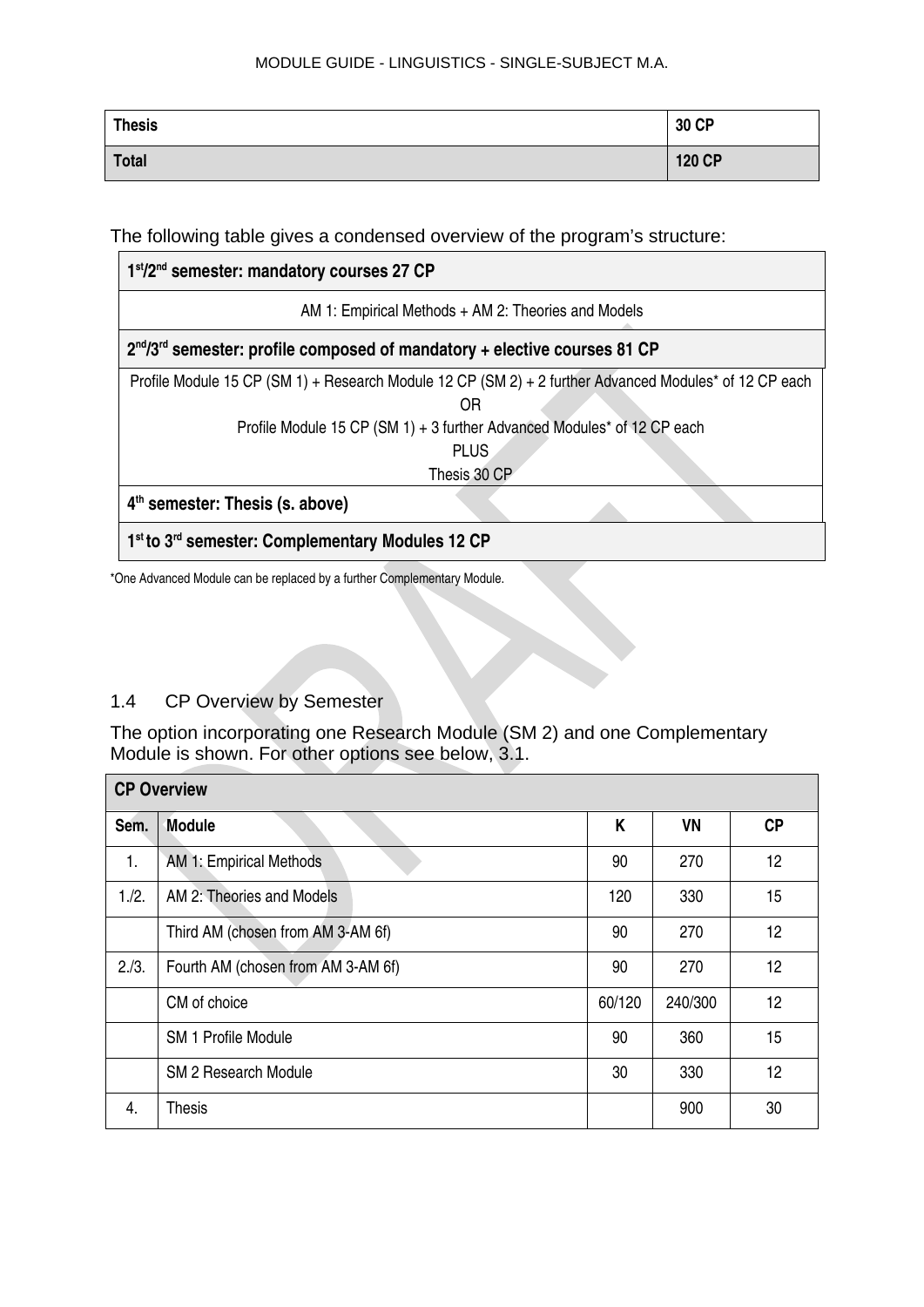| **Thesis** | **30 CP** |
|---|---|
| **Total** | **120 CP** |

The following table gives a condensed overview of the program's structure:

| **1st/2nd semester: mandatory courses 27 CP** |
|---|
| AM 1: Empirical Methods + AM 2: Theories and Models |
| **2nd/3rd semester: profile composed of mandatory + elective courses 81 CP** |
| Profile Module 15 CP (SM 1) + Research Module 12 CP (SM 2) + 2 further Advanced Modules* of 12 CP each<br>OR<br>Profile Module 15 CP (SM 1) + 3 further Advanced Modules* of 12 CP each<br>PLUS<br>Thesis 30 CP |
| **4th semester: Thesis (s. above)** |
| **1st to 3rd semester: Complementary Modules 12 CP** |

*One Advanced Module can be replaced by a further Complementary Module.

## 1.4 CP Overview by Semester

The option incorporating one Research Module (SM 2) and one Complementary Module is shown. For other options see below, 3.1.

| **CP Overview** | | | | |
|---|---|---|---|---|
| **Sem.** | **Module** | **K** | **VN** | **CP** |
| 1. | AM 1: Empirical Methods | 90 | 270 | 12 |
| 1./2. | AM 2: Theories and Models | 120 | 330 | 15 |
| | Third AM (chosen from AM 3-AM 6f) | 90 | 270 | 12 |
| 2./3. | Fourth AM (chosen from AM 3-AM 6f) | 90 | 270 | 12 |
| | CM of choice | 60/120 | 240/300 | 12 |
| | SM 1 Profile Module | 90 | 360 | 15 |
| | SM 2 Research Module | 30 | 330 | 12 |
| 4. | Thesis | | 900 | 30 |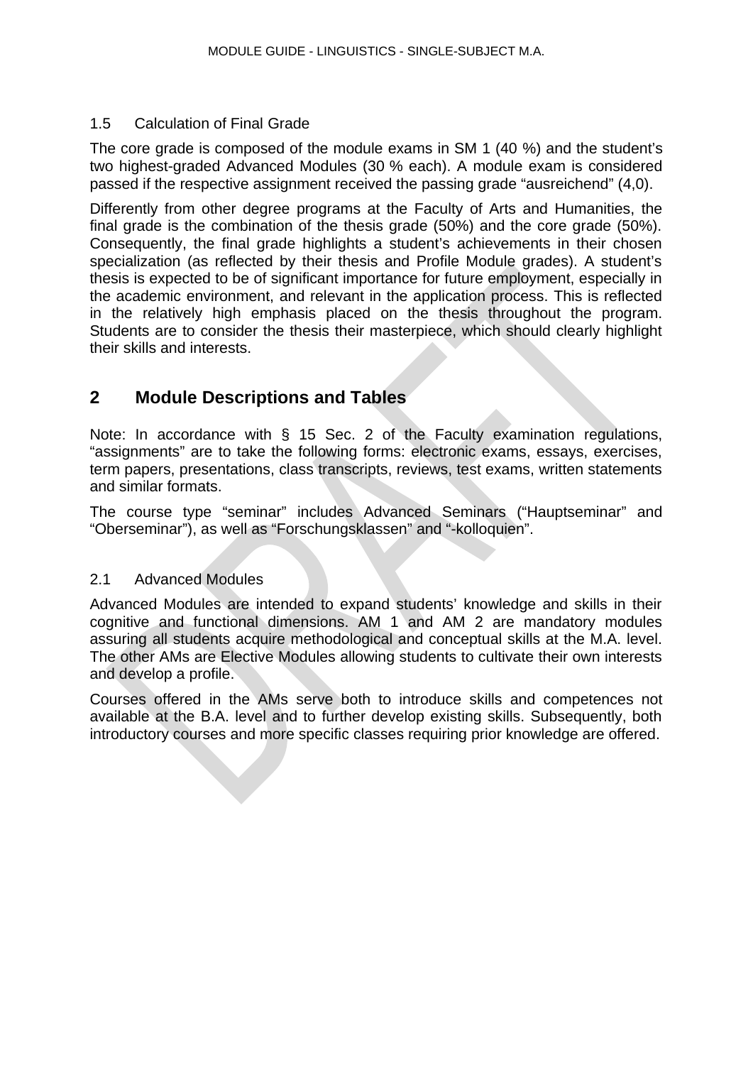### 1.5 Calculation of Final Grade

The core grade is composed of the module exams in SM 1 (40 %) and the student's two highest-graded Advanced Modules (30 % each). A module exam is considered passed if the respective assignment received the passing grade "ausreichend" (4,0).

Differently from other degree programs at the Faculty of Arts and Humanities, the final grade is the combination of the thesis grade (50%) and the core grade (50%). Consequently, the final grade highlights a student's achievements in their chosen specialization (as reflected by their thesis and Profile Module grades). A student's thesis is expected to be of significant importance for future employment, especially in the academic environment, and relevant in the application process. This is reflected in the relatively high emphasis placed on the thesis throughout the program. Students are to consider the thesis their masterpiece, which should clearly highlight their skills and interests.

## 2 Module Descriptions and Tables

Note: In accordance with § 15 Sec. 2 of the Faculty examination regulations, "assignments" are to take the following forms: electronic exams, essays, exercises, term papers, presentations, class transcripts, reviews, test exams, written statements and similar formats.

The course type "seminar" includes Advanced Seminars ("Hauptseminar" and "Oberseminar"), as well as "Forschungsklassen" and "-kolloquien".

### 2.1 Advanced Modules

Advanced Modules are intended to expand students' knowledge and skills in their cognitive and functional dimensions. AM 1 and AM 2 are mandatory modules assuring all students acquire methodological and conceptual skills at the M.A. level. The other AMs are Elective Modules allowing students to cultivate their own interests and develop a profile.

Courses offered in the AMs serve both to introduce skills and competences not available at the B.A. level and to further develop existing skills. Subsequently, both introductory courses and more specific classes requiring prior knowledge are offered.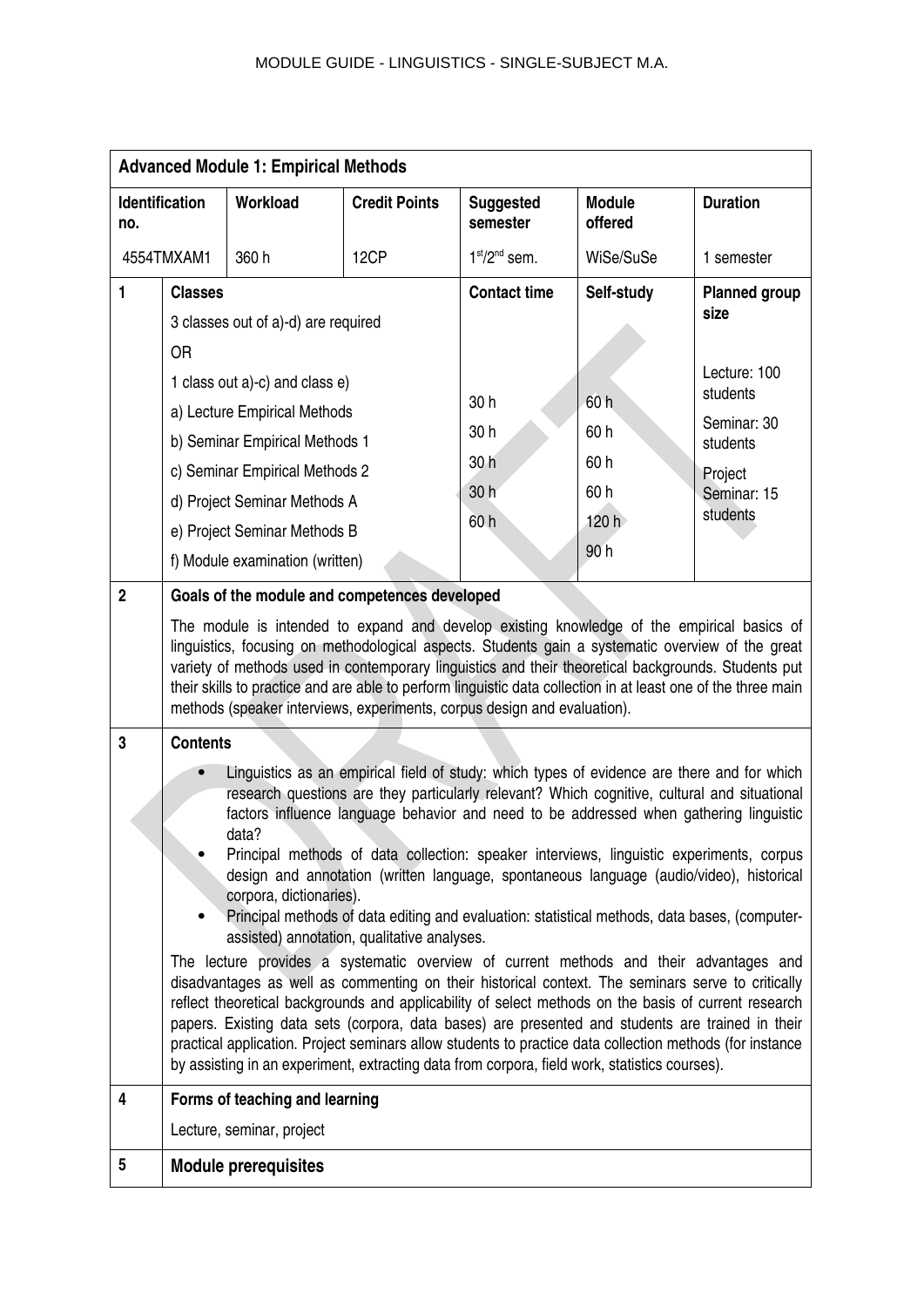| **Advanced Module 1: Empirical Methods** | | | | | | |
|---|---|---|---|---|---|---|
| **Identification no.** | | **Workload** | **Credit Points** | **Suggested semester** | **Module offered** | **Duration** |
| 4554TMXAM1 | | 360 h | 12CP | 1st/2nd sem. | WiSe/SuSe | 1 semester |
| **1** | **Classes**<br>3 classes out of a)-d) are required<br>OR<br>1 class out a)-c) and class e)<br>a) Lecture Empirical Methods<br>b) Seminar Empirical Methods 1<br>c) Seminar Empirical Methods 2<br>d) Project Seminar Methods A<br>e) Project Seminar Methods B<br>f) Module examination (written) | | | **Contact time**<br><br><br><br>30 h<br>30 h<br>30 h<br>30 h<br>60 h | **Self-study**<br><br><br><br>60 h<br>60 h<br>60 h<br>60 h<br>120 h<br>90 h | **Planned group size**<br><br>Lecture: 100 students<br>Seminar: 30 students<br>Project Seminar: 15 students |
| **2** | **Goals of the module and competences developed**<br>The module is intended to expand and develop existing knowledge of the empirical basics of linguistics, focusing on methodological aspects. Students gain a systematic overview of the great variety of methods used in contemporary linguistics and their theoretical backgrounds. Students put their skills to practice and are able to perform linguistic data collection in at least one of the three main methods (speaker interviews, experiments, corpus design and evaluation). | | | | | |
| **3** | **Contents**<br>• Linguistics as an empirical field of study: which types of evidence are there and for which research questions are they particularly relevant? Which cognitive, cultural and situational factors influence language behavior and need to be addressed when gathering linguistic data?<br>• Principal methods of data collection: speaker interviews, linguistic experiments, corpus design and annotation (written language, spontaneous language (audio/video), historical corpora, dictionaries).<br>• Principal methods of data editing and evaluation: statistical methods, data bases, (computer-assisted) annotation, qualitative analyses.<br>The lecture provides a systematic overview of current methods and their advantages and disadvantages as well as commenting on their historical context. The seminars serve to critically reflect theoretical backgrounds and applicability of select methods on the basis of current research papers. Existing data sets (corpora, data bases) are presented and students are trained in their practical application. Project seminars allow students to practice data collection methods (for instance by assisting in an experiment, extracting data from corpora, field work, statistics courses). | | | | | |
| **4** | **Forms of teaching and learning**<br>Lecture, seminar, project | | | | | |
| **5** | **Module prerequisites** | | | | | |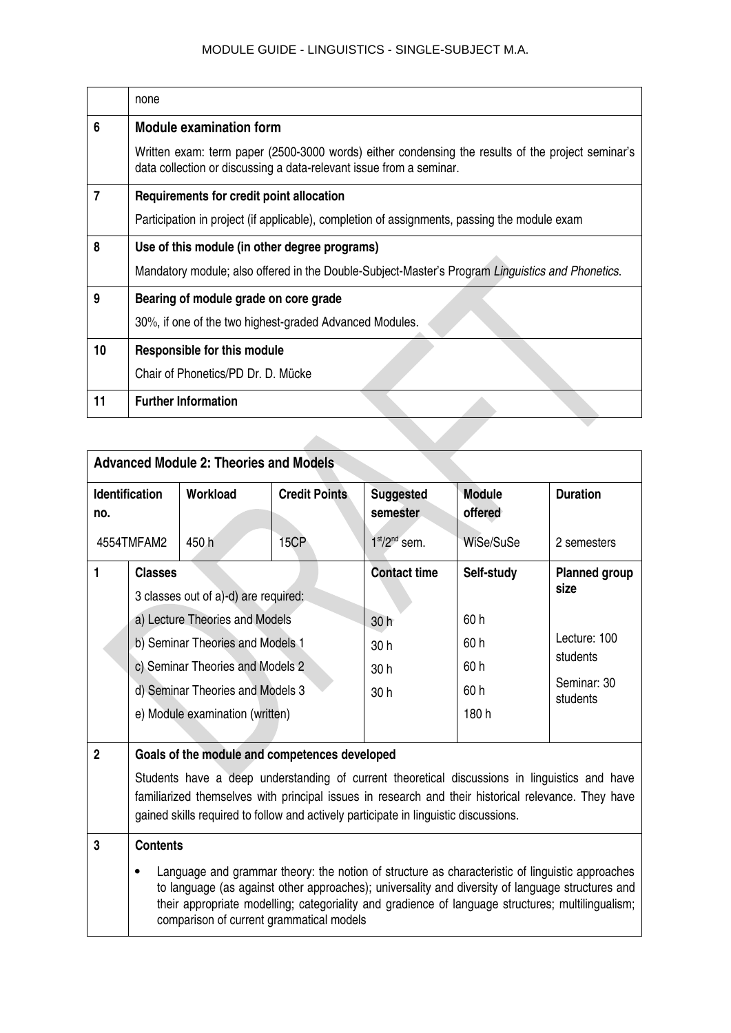|  | none |
|---|---|
| 6 | **Module examination form**<br>Written exam: term paper (2500-3000 words) either condensing the results of the project seminar's data collection or discussing a data-relevant issue from a seminar. |
| 7 | **Requirements for credit point allocation**<br>Participation in project (if applicable), completion of assignments, passing the module exam |
| 8 | **Use of this module (in other degree programs)**<br>Mandatory module; also offered in the Double-Subject-Master's Program *Linguistics and Phonetics*. |
| 9 | **Bearing of module grade on core grade**<br>30%, if one of the two highest-graded Advanced Modules. |
| 10 | **Responsible for this module**<br>Chair of Phonetics/PD Dr. D. Mücke |
| 11 | **Further Information** |

## Advanced Module 2: Theories and Models

| Identification no. | Workload | Credit Points | Suggested semester | Module offered | Duration |
|---|---|---|---|---|---|
| 4554TMFAM2 | 450 h | 15CP | 1st/2nd sem. | WiSe/SuSe | 2 semesters |

| | Classes | Contact time | Self-study | Planned group size |
|---|---|---|---|---|
| 1 | 3 classes out of a)-d) are required: | | | |
| | a) Lecture Theories and Models | 30 h | 60 h | Lecture: 100 students |
| | b) Seminar Theories and Models 1 | 30 h | 60 h | Seminar: 30 students |
| | c) Seminar Theories and Models 2 | 30 h | 60 h | |
| | d) Seminar Theories and Models 3 | 30 h | 60 h | |
| | e) Module examination (written) | | 180 h | |

| | |
|---|---|
| 2 | **Goals of the module and competences developed**<br>Students have a deep understanding of current theoretical discussions in linguistics and have familiarized themselves with principal issues in research and their historical relevance. They have gained skills required to follow and actively participate in linguistic discussions. |
| 3 | **Contents**<br>• Language and grammar theory: the notion of structure as characteristic of linguistic approaches to language (as against other approaches); universality and diversity of language structures and their appropriate modelling; categoriality and gradience of language structures; multilingualism; comparison of current grammatical models |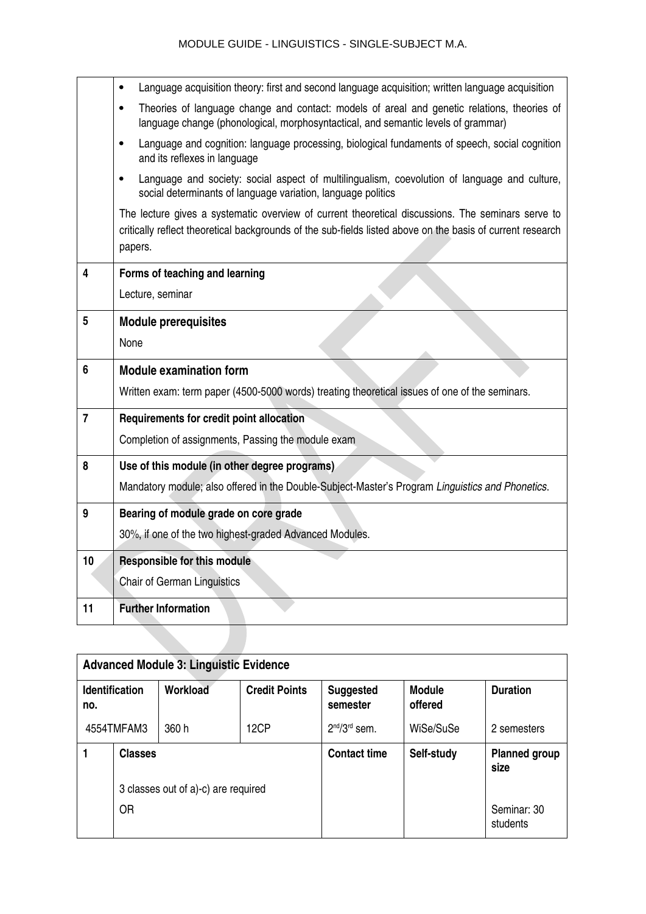| | |
|---|---|
| | • Language acquisition theory: first and second language acquisition; written language acquisition<br>• Theories of language change and contact: models of areal and genetic relations, theories of language change (phonological, morphosyntactical, and semantic levels of grammar)<br>• Language and cognition: language processing, biological fundaments of speech, social cognition and its reflexes in language<br>• Language and society: social aspect of multilingualism, coevolution of language and culture, social determinants of language variation, language politics<br><br>The lecture gives a systematic overview of current theoretical discussions. The seminars serve to critically reflect theoretical backgrounds of the sub-fields listed above on the basis of current research papers. |
| 4 | **Forms of teaching and learning**<br><br>Lecture, seminar |
| 5 | **Module prerequisites**<br><br>None |
| 6 | **Module examination form**<br><br>Written exam: term paper (4500-5000 words) treating theoretical issues of one of the seminars. |
| 7 | **Requirements for credit point allocation**<br><br>Completion of assignments, Passing the module exam |
| 8 | **Use of this module (in other degree programs)**<br><br>Mandatory module; also offered in the Double-Subject-Master's Program *Linguistics and Phonetics*. |
| 9 | **Bearing of module grade on core grade**<br><br>30%, if one of the two highest-graded Advanced Modules. |
| 10 | **Responsible for this module**<br><br>Chair of German Linguistics |
| 11 | **Further Information** |

| **Advanced Module 3: Linguistic Evidence** | | | | | |
|---|---|---|---|---|---|
| **Identification no.** | **Workload** | **Credit Points** | **Suggested semester** | **Module offered** | **Duration** |
| 4554TMFAM3 | 360 h | 12CP | 2nd/3rd sem. | WiSe/SuSe | 2 semesters |
| 1 **Classes**<br><br>3 classes out of a)-c) are required<br><br>OR | | | **Contact time** | **Self-study** | **Planned group size**<br><br>Seminar: 30 students |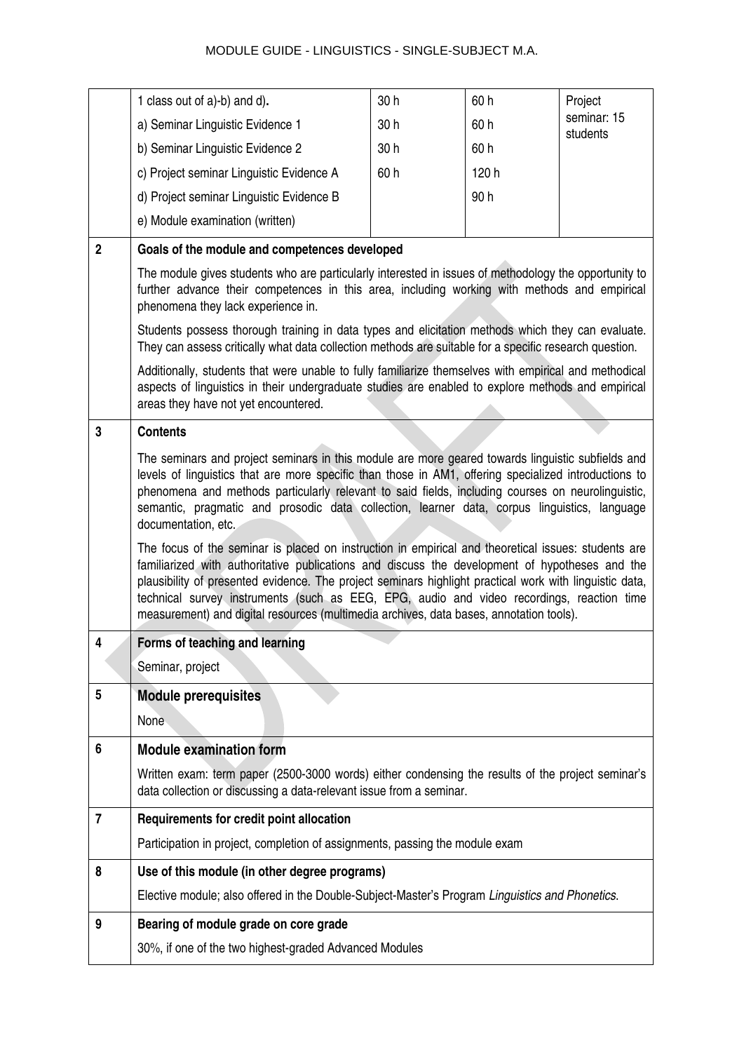| | | | | |
|---|---|---|---|---|
| | 1 class out of a)-b) and d)**.** | 30 h | 60 h | Project seminar: 15 students |
| | a) Seminar Linguistic Evidence 1 | 30 h | 60 h | |
| | b) Seminar Linguistic Evidence 2 | 30 h | 60 h | |
| | c) Project seminar Linguistic Evidence A | 60 h | 120 h | |
| | d) Project seminar Linguistic Evidence B | | 90 h | |
| | e) Module examination (written) | | | |
| **2** | **Goals of the module and competences developed**<br>The module gives students who are particularly interested in issues of methodology the opportunity to further advance their competences in this area, including working with methods and empirical phenomena they lack experience in.<br>Students possess thorough training in data types and elicitation methods which they can evaluate. They can assess critically what data collection methods are suitable for a specific research question.<br>Additionally, students that were unable to fully familiarize themselves with empirical and methodical aspects of linguistics in their undergraduate studies are enabled to explore methods and empirical areas they have not yet encountered. | | | |
| **3** | **Contents**<br>The seminars and project seminars in this module are more geared towards linguistic subfields and levels of linguistics that are more specific than those in AM1, offering specialized introductions to phenomena and methods particularly relevant to said fields, including courses on neurolinguistic, semantic, pragmatic and prosodic data collection, learner data, corpus linguistics, language documentation, etc.<br>The focus of the seminar is placed on instruction in empirical and theoretical issues: students are familiarized with authoritative publications and discuss the development of hypotheses and the plausibility of presented evidence. The project seminars highlight practical work with linguistic data, technical survey instruments (such as EEG, EPG, audio and video recordings, reaction time measurement) and digital resources (multimedia archives, data bases, annotation tools). | | | |
| **4** | **Forms of teaching and learning**<br>Seminar, project | | | |
| **5** | **Module prerequisites**<br>None | | | |
| **6** | **Module examination form**<br>Written exam: term paper (2500-3000 words) either condensing the results of the project seminar's data collection or discussing a data-relevant issue from a seminar. | | | |
| **7** | **Requirements for credit point allocation**<br>Participation in project, completion of assignments, passing the module exam | | | |
| **8** | **Use of this module (in other degree programs)**<br>Elective module; also offered in the Double-Subject-Master's Program *Linguistics and Phonetics*. | | | |
| **9** | **Bearing of module grade on core grade**<br>30%, if one of the two highest-graded Advanced Modules | | | |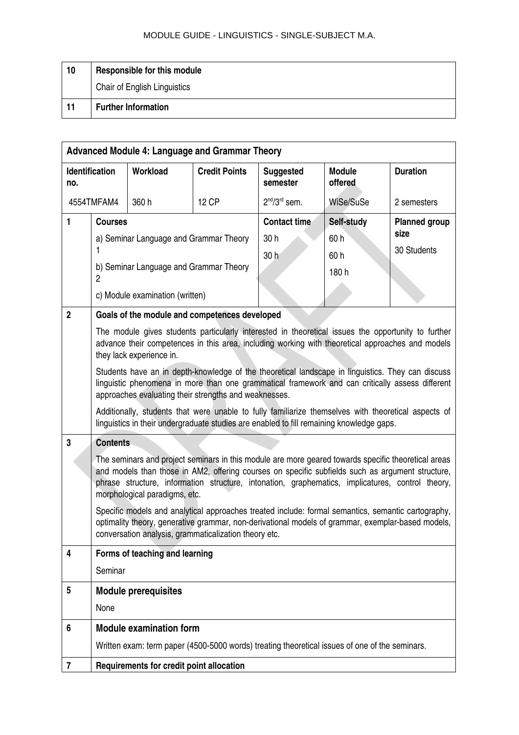| 10 | Responsible for this module |
|---|---|
| | Chair of English Linguistics |
| 11 | Further Information |

**Advanced Module 4: Language and Grammar Theory**

| Identification no. | Workload | Credit Points | Suggested semester | Module offered | Duration |
|---|---|---|---|---|---|
| 4554TMFAM4 | 360 h | 12 CP | 2nd/3rd sem. | WiSe/SuSe | 2 semesters |

| | Courses | Contact time | Self-study | Planned group size |
|---|---|---|---|---|
| 1 | a) Seminar Language and Grammar Theory 1 | 30 h | 60 h | 30 Students |
| | b) Seminar Language and Grammar Theory 2 | 30 h | 60 h | |
| | c) Module examination (written) | | 180 h | |

**2 Goals of the module and competences developed**

The module gives students particularly interested in theoretical issues the opportunity to further advance their competences in this area, including working with theoretical approaches and models they lack experience in.

Students have an in depth-knowledge of the theoretical landscape in linguistics. They can discuss linguistic phenomena in more than one grammatical framework and can critically assess different approaches evaluating their strengths and weaknesses.

Additionally, students that were unable to fully familiarize themselves with theoretical aspects of linguistics in their undergraduate studies are enabled to fill remaining knowledge gaps.

**3 Contents**

The seminars and project seminars in this module are more geared towards specific theoretical areas and models than those in AM2, offering courses on specific subfields such as argument structure, phrase structure, information structure, intonation, graphematics, implicatures, control theory, morphological paradigms, etc.

Specific models and analytical approaches treated include: formal semantics, semantic cartography, optimality theory, generative grammar, non-derivational models of grammar, exemplar-based models, conversation analysis, grammaticalization theory etc.

**4 Forms of teaching and learning**

Seminar

**5 Module prerequisites**

None

**6 Module examination form**

Written exam: term paper (4500-5000 words) treating theoretical issues of one of the seminars.

**7 Requirements for credit point allocation**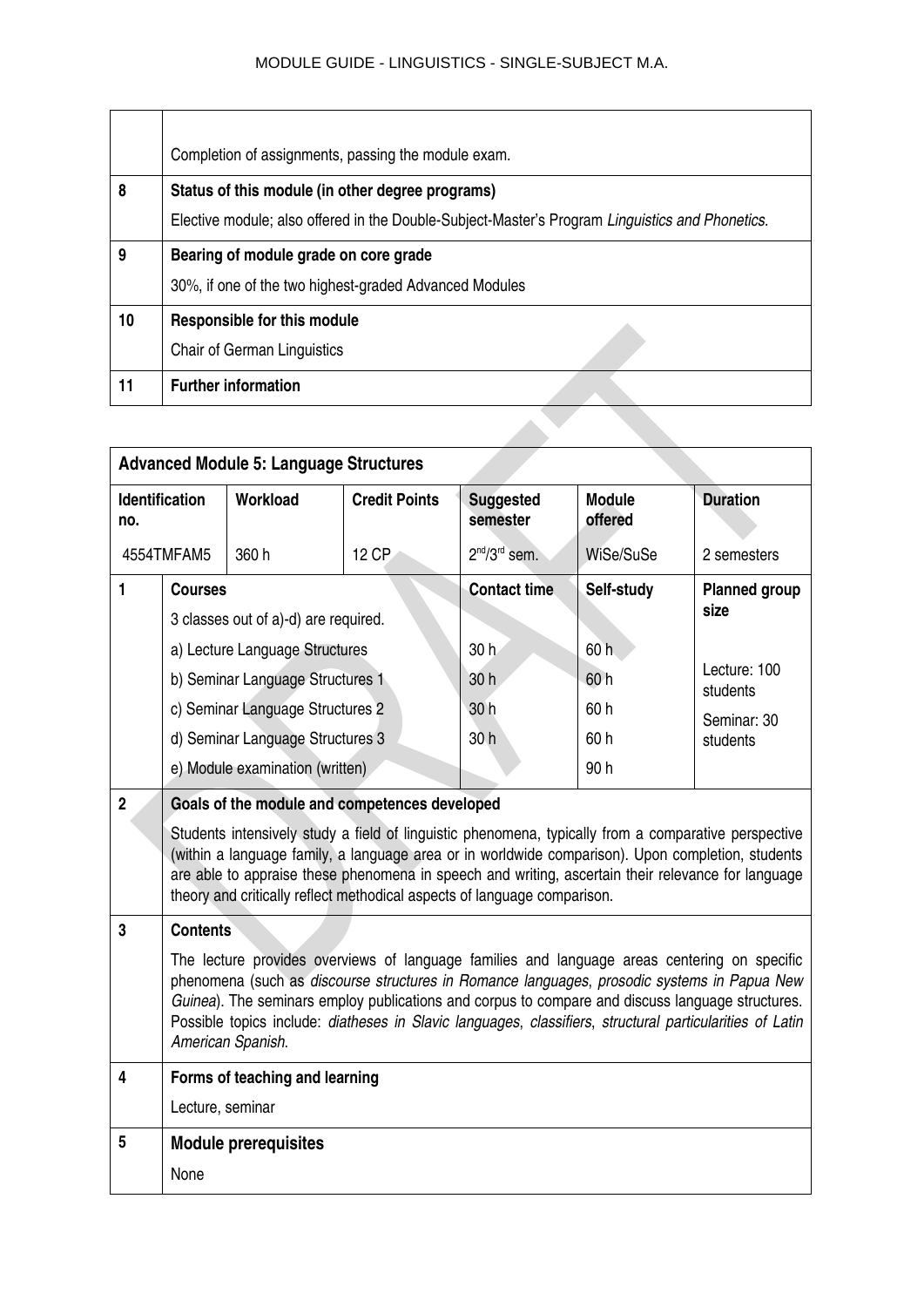| | |
|---|---|
| | Completion of assignments, passing the module exam. |
| 8 | **Status of this module (in other degree programs)**<br>Elective module; also offered in the Double-Subject-Master's Program *Linguistics and Phonetics*. |
| 9 | **Bearing of module grade on core grade**<br>30%, if one of the two highest-graded Advanced Modules |
| 10 | **Responsible for this module**<br>Chair of German Linguistics |
| 11 | **Further information** |

| **Advanced Module 5: Language Structures** | | | | | | |
|---|---|---|---|---|---|---|
| **Identification no.** | **Workload** | **Credit Points** | **Suggested semester** | **Module offered** | **Duration** | |
| 4554TMFAM5 | 360 h | 12 CP | 2nd/3rd sem. | WiSe/SuSe | 2 semesters | |
| 1 | **Courses**<br>3 classes out of a)-d) are required. | | **Contact time** | **Self-study** | **Planned group size** | |
| | a) Lecture Language Structures | | 30 h | 60 h | Lecture: 100 students | |
| | b) Seminar Language Structures 1 | | 30 h | 60 h | | |
| | c) Seminar Language Structures 2 | | 30 h | 60 h | Seminar: 30 students | |
| | d) Seminar Language Structures 3 | | 30 h | 60 h | | |
| | e) Module examination (written) | | | 90 h | | |
| 2 | **Goals of the module and competences developed**<br>Students intensively study a field of linguistic phenomena, typically from a comparative perspective (within a language family, a language area or in worldwide comparison). Upon completion, students are able to appraise these phenomena in speech and writing, ascertain their relevance for language theory and critically reflect methodical aspects of language comparison. | | | | | |
| 3 | **Contents**<br>The lecture provides overviews of language families and language areas centering on specific phenomena (such as *discourse structures in Romance languages*, *prosodic systems in Papua New Guinea*). The seminars employ publications and corpus to compare and discuss language structures. Possible topics include: *diatheses in Slavic languages*, *classifiers*, *structural particularities of Latin American Spanish*. | | | | | |
| 4 | **Forms of teaching and learning**<br>Lecture, seminar | | | | | |
| 5 | **Module prerequisites**<br>None | | | | | |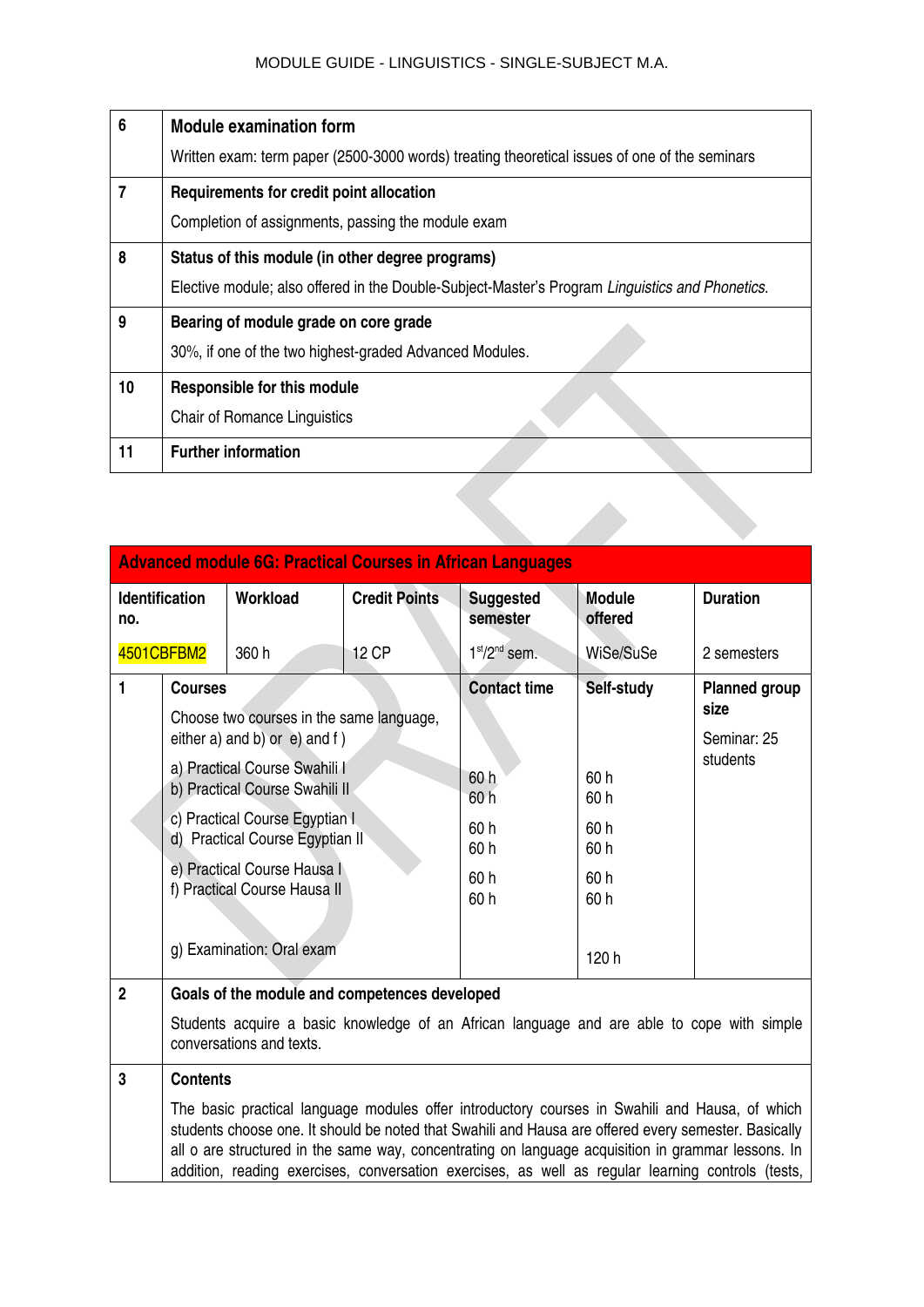| | |
|---|---|
| 6 | **Module examination form**<br>Written exam: term paper (2500-3000 words) treating theoretical issues of one of the seminars |
| 7 | **Requirements for credit point allocation**<br>Completion of assignments, passing the module exam |
| 8 | **Status of this module (in other degree programs)**<br>Elective module; also offered in the Double-Subject-Master's Program *Linguistics and Phonetics*. |
| 9 | **Bearing of module grade on core grade**<br>30%, if one of the two highest-graded Advanced Modules. |
| 10 | **Responsible for this module**<br>Chair of Romance Linguistics |
| 11 | **Further information** |

**Advanced module 6G: Practical Courses in African Languages**

| **Identification no.** | **Workload** | **Credit Points** | **Suggested semester** | **Module offered** | **Duration** |
|---|---|---|---|---|---|
| 4501CBFBM2 | 360 h | 12 CP | 1st/2nd sem. | WiSe/SuSe | 2 semesters |

| | **Courses** | **Contact time** | **Self-study** | **Planned group size** |
|---|---|---|---|---|
| 1 | Choose two courses in the same language, either a) and b) or e) and f ) | | | Seminar: 25 students |
| | a) Practical Course Swahili I | 60 h | 60 h | |
| | b) Practical Course Swahili II | 60 h | 60 h | |
| | c) Practical Course Egyptian I | 60 h | 60 h | |
| | d) Practical Course Egyptian II | 60 h | 60 h | |
| | e) Practical Course Hausa I | 60 h | 60 h | |
| | f) Practical Course Hausa II | 60 h | 60 h | |
| | g) Examination: Oral exam | | 120 h | |

| | |
|---|---|
| 2 | **Goals of the module and competences developed**<br>Students acquire a basic knowledge of an African language and are able to cope with simple conversations and texts. |
| 3 | **Contents**<br>The basic practical language modules offer introductory courses in Swahili and Hausa, of which students choose one. It should be noted that Swahili and Hausa are offered every semester. Basically all o are structured in the same way, concentrating on language acquisition in grammar lessons. In addition, reading exercises, conversation exercises, as well as regular learning controls (tests, |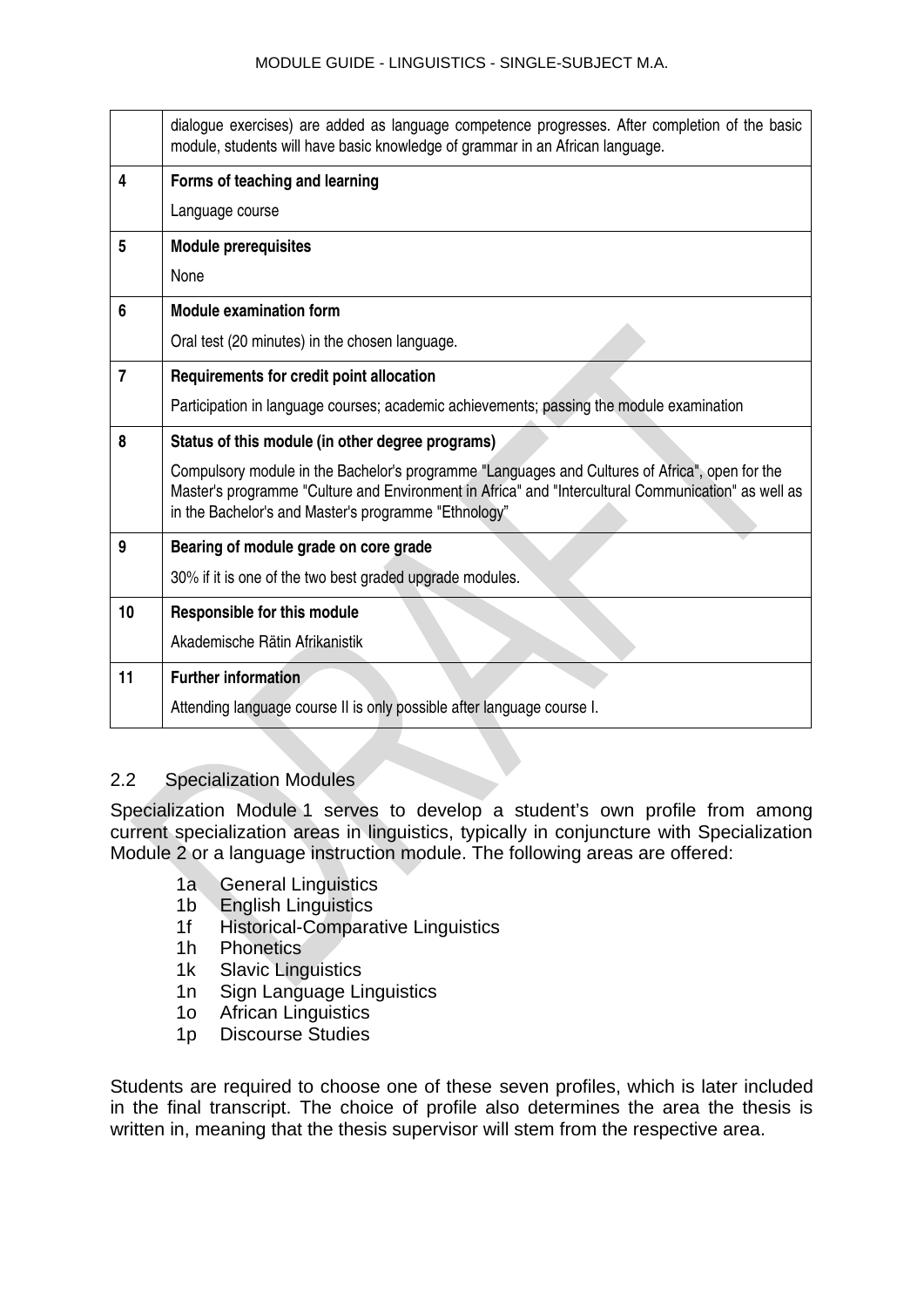|  |  |
|---|---|
|  | dialogue exercises) are added as language competence progresses. After completion of the basic module, students will have basic knowledge of grammar in an African language. |
| 4 | **Forms of teaching and learning**<br>Language course |
| 5 | **Module prerequisites**<br>None |
| 6 | **Module examination form**<br>Oral test (20 minutes) in the chosen language. |
| 7 | **Requirements for credit point allocation**<br>Participation in language courses; academic achievements; passing the module examination |
| 8 | **Status of this module (in other degree programs)**<br>Compulsory module in the Bachelor's programme "Languages and Cultures of Africa", open for the Master's programme "Culture and Environment in Africa" and "Intercultural Communication" as well as in the Bachelor's and Master's programme "Ethnology" |
| 9 | **Bearing of module grade on core grade**<br>30% if it is one of the two best graded upgrade modules. |
| 10 | **Responsible for this module**<br>Akademische Rätin Afrikanistik |
| 11 | **Further information**<br>Attending language course II is only possible after language course I. |

## 2.2 Specialization Modules

Specialization Module 1 serves to develop a student's own profile from among current specialization areas in linguistics, typically in conjuncture with Specialization Module 2 or a language instruction module. The following areas are offered:

- 1a General Linguistics
- 1b English Linguistics
- 1f Historical-Comparative Linguistics
- 1h Phonetics
- 1k Slavic Linguistics
- 1n Sign Language Linguistics
- 1o African Linguistics
- 1p Discourse Studies

Students are required to choose one of these seven profiles, which is later included in the final transcript. The choice of profile also determines the area the thesis is written in, meaning that the thesis supervisor will stem from the respective area.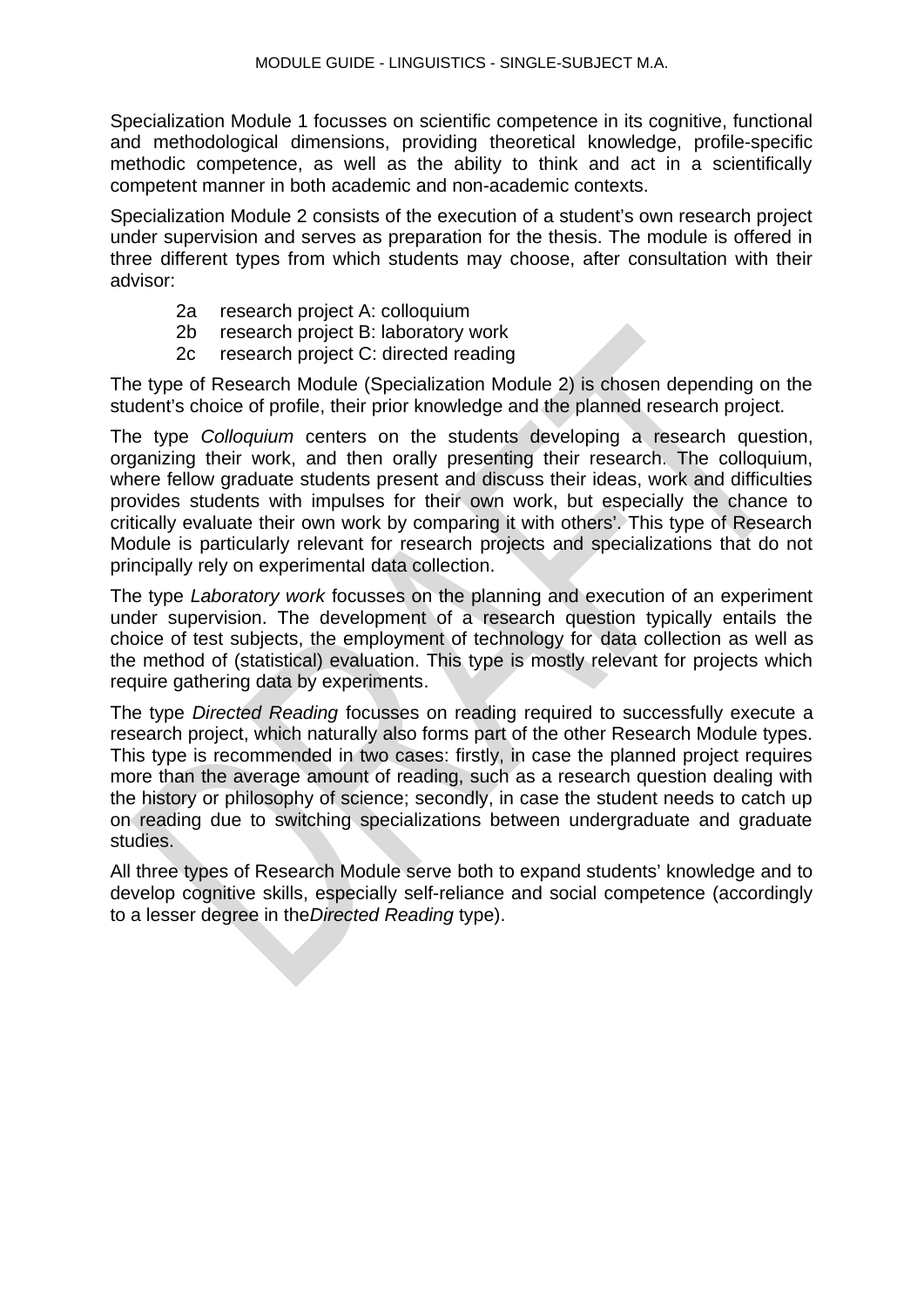Specialization Module 1 focusses on scientific competence in its cognitive, functional and methodological dimensions, providing theoretical knowledge, profile-specific methodic competence, as well as the ability to think and act in a scientifically competent manner in both academic and non-academic contexts.

Specialization Module 2 consists of the execution of a student's own research project under supervision and serves as preparation for the thesis. The module is offered in three different types from which students may choose, after consultation with their advisor:

- 2a research project A: colloquium
- 2b research project B: laboratory work
- 2c research project C: directed reading

The type of Research Module (Specialization Module 2) is chosen depending on the student's choice of profile, their prior knowledge and the planned research project.

The type *Colloquium* centers on the students developing a research question, organizing their work, and then orally presenting their research. The colloquium, where fellow graduate students present and discuss their ideas, work and difficulties provides students with impulses for their own work, but especially the chance to critically evaluate their own work by comparing it with others'. This type of Research Module is particularly relevant for research projects and specializations that do not principally rely on experimental data collection.

The type *Laboratory work* focusses on the planning and execution of an experiment under supervision. The development of a research question typically entails the choice of test subjects, the employment of technology for data collection as well as the method of (statistical) evaluation. This type is mostly relevant for projects which require gathering data by experiments.

The type *Directed Reading* focusses on reading required to successfully execute a research project, which naturally also forms part of the other Research Module types. This type is recommended in two cases: firstly, in case the planned project requires more than the average amount of reading, such as a research question dealing with the history or philosophy of science; secondly, in case the student needs to catch up on reading due to switching specializations between undergraduate and graduate studies.

All three types of Research Module serve both to expand students' knowledge and to develop cognitive skills, especially self-reliance and social competence (accordingly to a lesser degree in the*Directed Reading* type).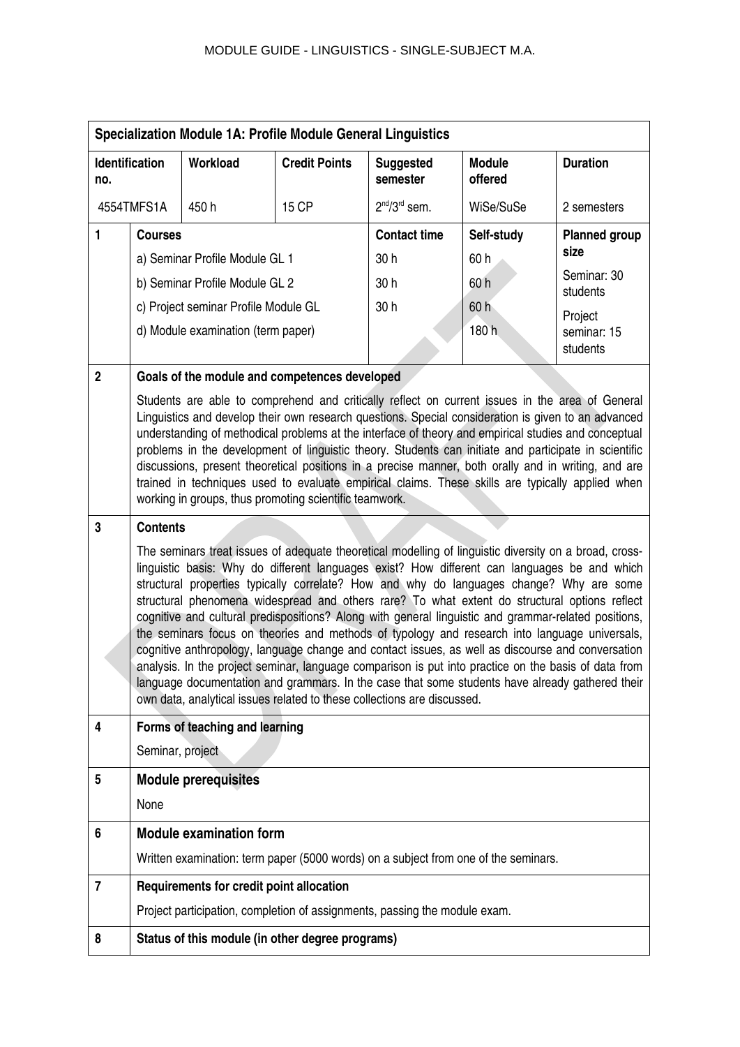| **Specialization Module 1A: Profile Module General Linguistics** | | | | | |
|---|---|---|---|---|---|
| **Identification no.** | **Workload** | **Credit Points** | **Suggested semester** | **Module offered** | **Duration** |
| 4554TMFS1A | 450 h | 15 CP | $2^{nd}/3^{rd}$ sem. | WiSe/SuSe | 2 semesters |

| | | | | |
|---|---|---|---|---|
| **1** | **Courses** | **Contact time** | **Self-study** | **Planned group size** |
| | a) Seminar Profile Module GL 1 | 30 h | 60 h | Seminar: 30 students |
| | b) Seminar Profile Module GL 2 | 30 h | 60 h | |
| | c) Project seminar Profile Module GL | 30 h | 60 h | Project seminar: 15 students |
| | d) Module examination (term paper) | | 180 h | |

**2 Goals of the module and competences developed**

Students are able to comprehend and critically reflect on current issues in the area of General Linguistics and develop their own research questions. Special consideration is given to an advanced understanding of methodical problems at the interface of theory and empirical studies and conceptual problems in the development of linguistic theory. Students can initiate and participate in scientific discussions, present theoretical positions in a precise manner, both orally and in writing, and are trained in techniques used to evaluate empirical claims. These skills are typically applied when working in groups, thus promoting scientific teamwork.

**3 Contents**

The seminars treat issues of adequate theoretical modelling of linguistic diversity on a broad, cross-linguistic basis: Why do different languages exist? How different can languages be and which structural properties typically correlate? How and why do languages change? Why are some structural phenomena widespread and others rare? To what extent do structural options reflect cognitive and cultural predispositions? Along with general linguistic and grammar-related positions, the seminars focus on theories and methods of typology and research into language universals, cognitive anthropology, language change and contact issues, as well as discourse and conversation analysis. In the project seminar, language comparison is put into practice on the basis of data from language documentation and grammars. In the case that some students have already gathered their own data, analytical issues related to these collections are discussed.

**4 Forms of teaching and learning**

Seminar, project

**5 Module prerequisites**

None

**6 Module examination form**

Written examination: term paper (5000 words) on a subject from one of the seminars.

**7 Requirements for credit point allocation**

Project participation, completion of assignments, passing the module exam.

**8 Status of this module (in other degree programs)**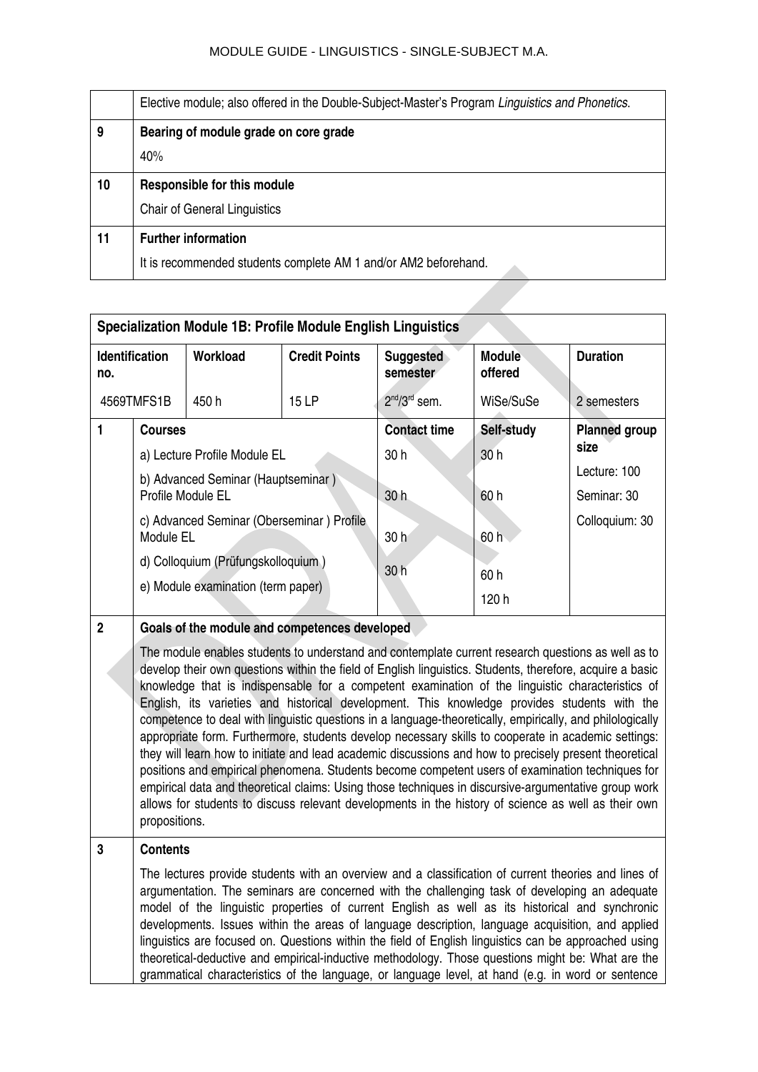| | |
|---|---|
| | Elective module; also offered in the Double-Subject-Master's Program *Linguistics and Phonetics*. |
| **9** | **Bearing of module grade on core grade**<br>40% |
| **10** | **Responsible for this module**<br>Chair of General Linguistics |
| **11** | **Further information**<br>It is recommended students complete AM 1 and/or AM2 beforehand. |

**Specialization Module 1B: Profile Module English Linguistics**

| Identification no. | Workload | Credit Points | Suggested semester | Module offered | Duration |
|---|---|---|---|---|---|
| 4569TMFS1B | 450 h | 15 LP | 2nd/3rd sem. | WiSe/SuSe | 2 semesters |

| | Courses | Contact time | Self-study | Planned group size |
|---|---|---|---|---|
| **1** | a) Lecture Profile Module EL | 30 h | 30 h | Lecture: 100 |
| | b) Advanced Seminar (Hauptseminar ) Profile Module EL | 30 h | 60 h | Seminar: 30 |
| | c) Advanced Seminar (Oberseminar ) Profile Module EL | 30 h | 60 h | Colloquium: 30 |
| | d) Colloquium (Prüfungskolloquium ) | 30 h | 60 h | |
| | e) Module examination (term paper) | | 120 h | |

**2 Goals of the module and competences developed**

The module enables students to understand and contemplate current research questions as well as to develop their own questions within the field of English linguistics. Students, therefore, acquire a basic knowledge that is indispensable for a competent examination of the linguistic characteristics of English, its varieties and historical development. This knowledge provides students with the competence to deal with linguistic questions in a language-theoretically, empirically, and philologically appropriate form. Furthermore, students develop necessary skills to cooperate in academic settings: they will learn how to initiate and lead academic discussions and how to precisely present theoretical positions and empirical phenomena. Students become competent users of examination techniques for empirical data and theoretical claims: Using those techniques in discursive-argumentative group work allows for students to discuss relevant developments in the history of science as well as their own propositions.

**3 Contents**

The lectures provide students with an overview and a classification of current theories and lines of argumentation. The seminars are concerned with the challenging task of developing an adequate model of the linguistic properties of current English as well as its historical and synchronic developments. Issues within the areas of language description, language acquisition, and applied linguistics are focused on. Questions within the field of English linguistics can be approached using theoretical-deductive and empirical-inductive methodology. Those questions might be: What are the grammatical characteristics of the language, or language level, at hand (e.g. in word or sentence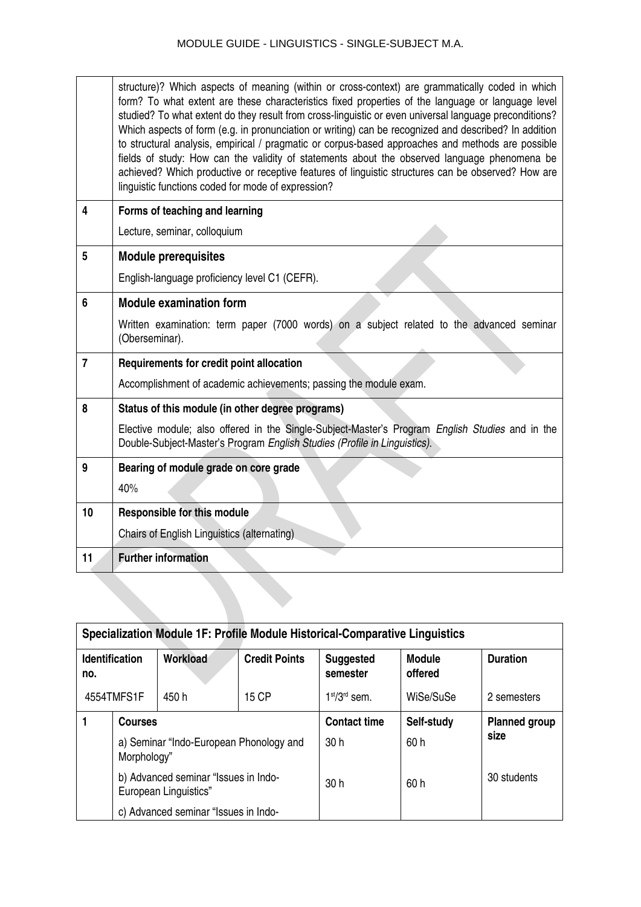| | |
|---|---|
| | structure)? Which aspects of meaning (within or cross-context) are grammatically coded in which form? To what extent are these characteristics fixed properties of the language or language level studied? To what extent do they result from cross-linguistic or even universal language preconditions? Which aspects of form (e.g. in pronunciation or writing) can be recognized and described? In addition to structural analysis, empirical / pragmatic or corpus-based approaches and methods are possible fields of study: How can the validity of statements about the observed language phenomena be achieved? Which productive or receptive features of linguistic structures can be observed? How are linguistic functions coded for mode of expression? |
| **4** | **Forms of teaching and learning**<br>Lecture, seminar, colloquium |
| **5** | **Module prerequisites**<br>English-language proficiency level C1 (CEFR). |
| **6** | **Module examination form**<br>Written examination: term paper (7000 words) on a subject related to the advanced seminar (Oberseminar). |
| **7** | **Requirements for credit point allocation**<br>Accomplishment of academic achievements; passing the module exam. |
| **8** | **Status of this module (in other degree programs)**<br>Elective module; also offered in the Single-Subject-Master's Program *English Studies* and in the Double-Subject-Master's Program *English Studies (Profile in Linguistics).* |
| **9** | **Bearing of module grade on core grade**<br>40% |
| **10** | **Responsible for this module**<br>Chairs of English Linguistics (alternating) |
| **11** | **Further information** |

| **Specialization Module 1F: Profile Module Historical-Comparative Linguistics** | | | | | |
|---|---|---|---|---|---|
| **Identification no.** | **Workload** | **Credit Points** | **Suggested semester** | **Module offered** | **Duration** |
| 4554TMFS1F | 450 h | 15 CP | 1st/3rd sem. | WiSe/SuSe | 2 semesters |
| **1** **Courses** | | | **Contact time** | **Self-study** | **Planned group size** |
| a) Seminar "Indo-European Phonology and Morphology" | | | 30 h | 60 h | |
| b) Advanced seminar "Issues in Indo-European Linguistics" | | | 30 h | 60 h | 30 students |
| c) Advanced seminar "Issues in Indo- | | | | | |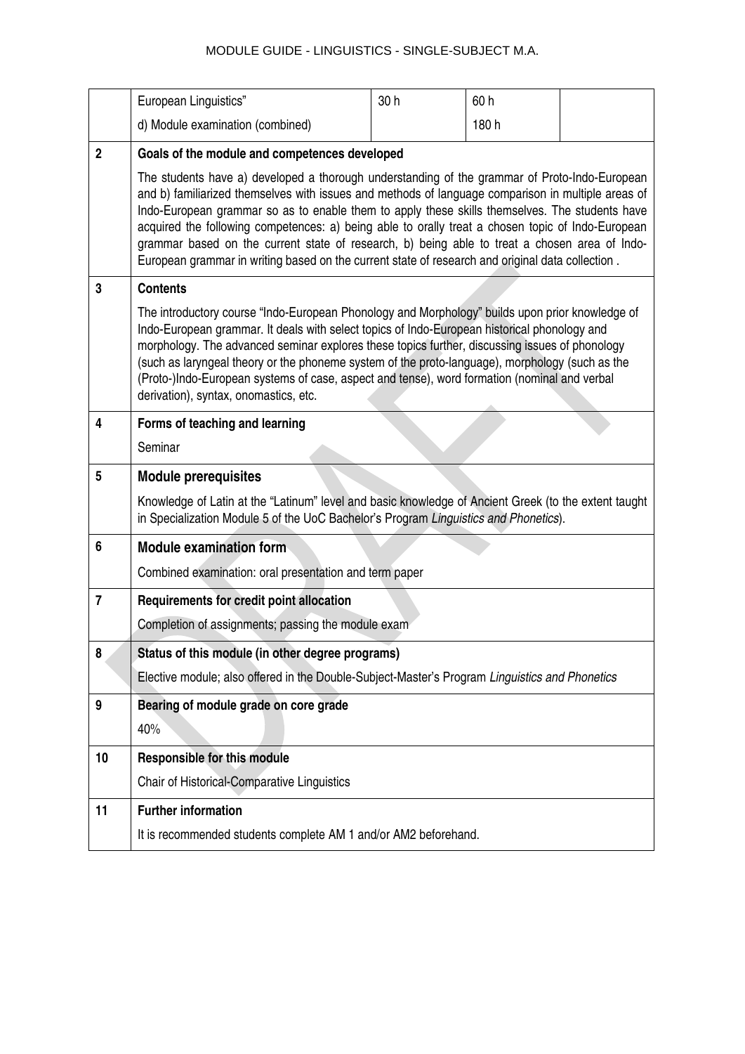| | | | | |
|---|---|---|---|---|
| | European Linguistics" | 30 h | 60 h | |
| | d) Module examination (combined) | | 180 h | |
| **2** | **Goals of the module and competences developed** | | | |
| | The students have a) developed a thorough understanding of the grammar of Proto-Indo-European and b) familiarized themselves with issues and methods of language comparison in multiple areas of Indo-European grammar so as to enable them to apply these skills themselves. The students have acquired the following competences: a) being able to orally treat a chosen topic of Indo-European grammar based on the current state of research, b) being able to treat a chosen area of Indo-European grammar in writing based on the current state of research and original data collection . | | | |
| **3** | **Contents** | | | |
| | The introductory course "Indo-European Phonology and Morphology" builds upon prior knowledge of Indo-European grammar. It deals with select topics of Indo-European historical phonology and morphology. The advanced seminar explores these topics further, discussing issues of phonology (such as laryngeal theory or the phoneme system of the proto-language), morphology (such as the (Proto-)Indo-European systems of case, aspect and tense), word formation (nominal and verbal derivation), syntax, onomastics, etc. | | | |
| **4** | **Forms of teaching and learning** | | | |
| | Seminar | | | |
| **5** | **Module prerequisites** | | | |
| | Knowledge of Latin at the "Latinum" level and basic knowledge of Ancient Greek (to the extent taught in Specialization Module 5 of the UoC Bachelor's Program *Linguistics and Phonetics*). | | | |
| **6** | **Module examination form** | | | |
| | Combined examination: oral presentation and term paper | | | |
| **7** | **Requirements for credit point allocation** | | | |
| | Completion of assignments; passing the module exam | | | |
| **8** | **Status of this module (in other degree programs)** | | | |
| | Elective module; also offered in the Double-Subject-Master's Program *Linguistics and Phonetics* | | | |
| **9** | **Bearing of module grade on core grade** | | | |
| | 40% | | | |
| **10** | **Responsible for this module** | | | |
| | Chair of Historical-Comparative Linguistics | | | |
| **11** | **Further information** | | | |
| | It is recommended students complete AM 1 and/or AM2 beforehand. | | | |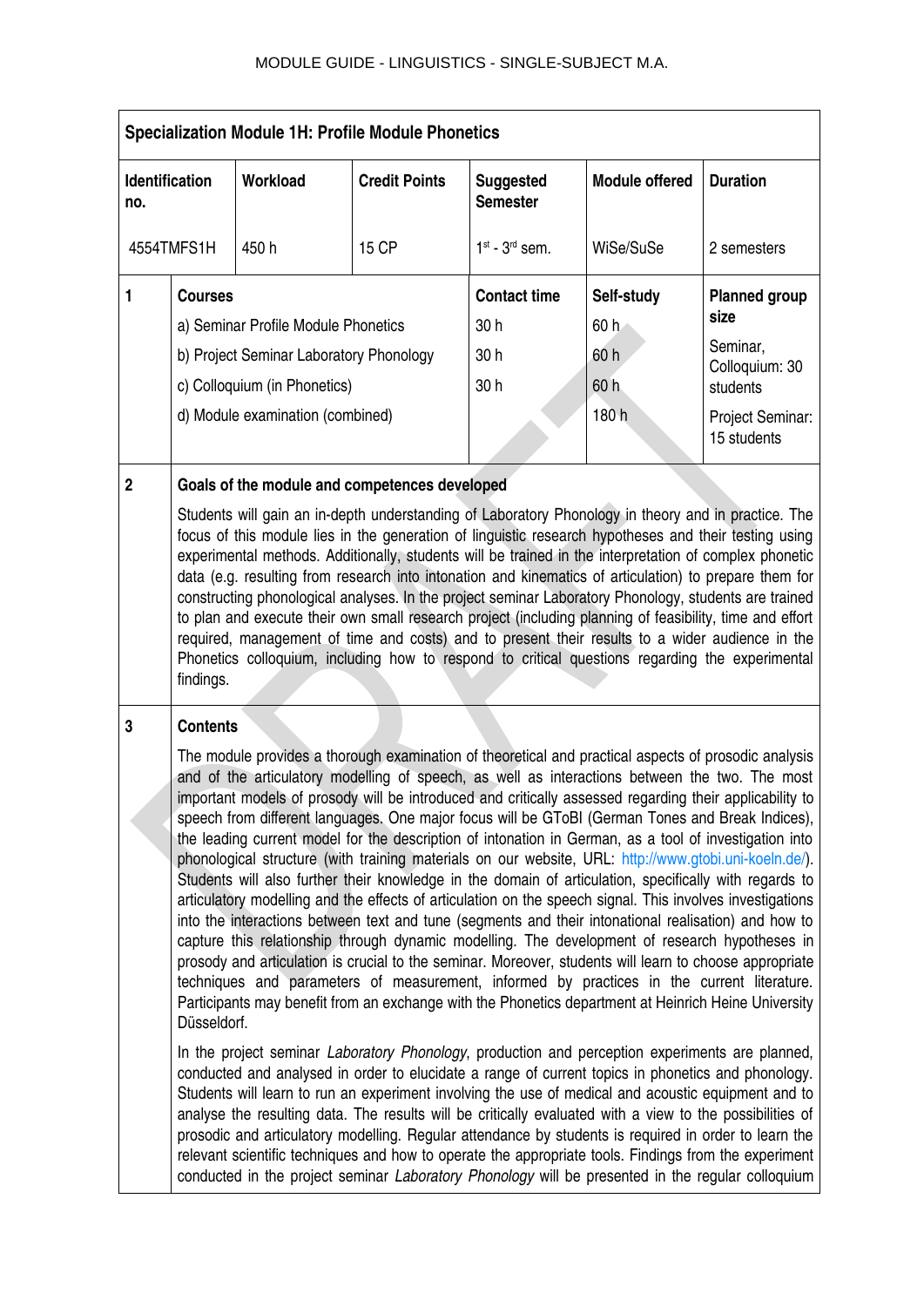## Specialization Module 1H: Profile Module Phonetics

| Identification no. | Workload | Credit Points | Suggested Semester | Module offered | Duration |
|---|---|---|---|---|---|
| 4554TMFS1H | 450 h | 15 CP | 1st - 3rd sem. | WiSe/SuSe | 2 semesters |

| 1 | Courses | Contact time | Self-study | Planned group size |
|---|---|---|---|---|
| | a) Seminar Profile Module Phonetics | 30 h | 60 h | Seminar, Colloquium: 30 students |
| | b) Project Seminar Laboratory Phonology | 30 h | 60 h | |
| | c) Colloquium (in Phonetics) | 30 h | 60 h | Project Seminar: 15 students |
| | d) Module examination (combined) | | 180 h | |

**2 Goals of the module and competences developed**

Students will gain an in-depth understanding of Laboratory Phonology in theory and in practice. The focus of this module lies in the generation of linguistic research hypotheses and their testing using experimental methods. Additionally, students will be trained in the interpretation of complex phonetic data (e.g. resulting from research into intonation and kinematics of articulation) to prepare them for constructing phonological analyses. In the project seminar Laboratory Phonology, students are trained to plan and execute their own small research project (including planning of feasibility, time and effort required, management of time and costs) and to present their results to a wider audience in the Phonetics colloquium, including how to respond to critical questions regarding the experimental findings.

**3 Contents**

The module provides a thorough examination of theoretical and practical aspects of prosodic analysis and of the articulatory modelling of speech, as well as interactions between the two. The most important models of prosody will be introduced and critically assessed regarding their applicability to speech from different languages. One major focus will be GToBI (German Tones and Break Indices), the leading current model for the description of intonation in German, as a tool of investigation into phonological structure (with training materials on our website, URL: http://www.gtobi.uni-koeln.de/). Students will also further their knowledge in the domain of articulation, specifically with regards to articulatory modelling and the effects of articulation on the speech signal. This involves investigations into the interactions between text and tune (segments and their intonational realisation) and how to capture this relationship through dynamic modelling. The development of research hypotheses in prosody and articulation is crucial to the seminar. Moreover, students will learn to choose appropriate techniques and parameters of measurement, informed by practices in the current literature. Participants may benefit from an exchange with the Phonetics department at Heinrich Heine University Düsseldorf.

In the project seminar *Laboratory Phonology*, production and perception experiments are planned, conducted and analysed in order to elucidate a range of current topics in phonetics and phonology. Students will learn to run an experiment involving the use of medical and acoustic equipment and to analyse the resulting data. The results will be critically evaluated with a view to the possibilities of prosodic and articulatory modelling. Regular attendance by students is required in order to learn the relevant scientific techniques and how to operate the appropriate tools. Findings from the experiment conducted in the project seminar *Laboratory Phonology* will be presented in the regular colloquium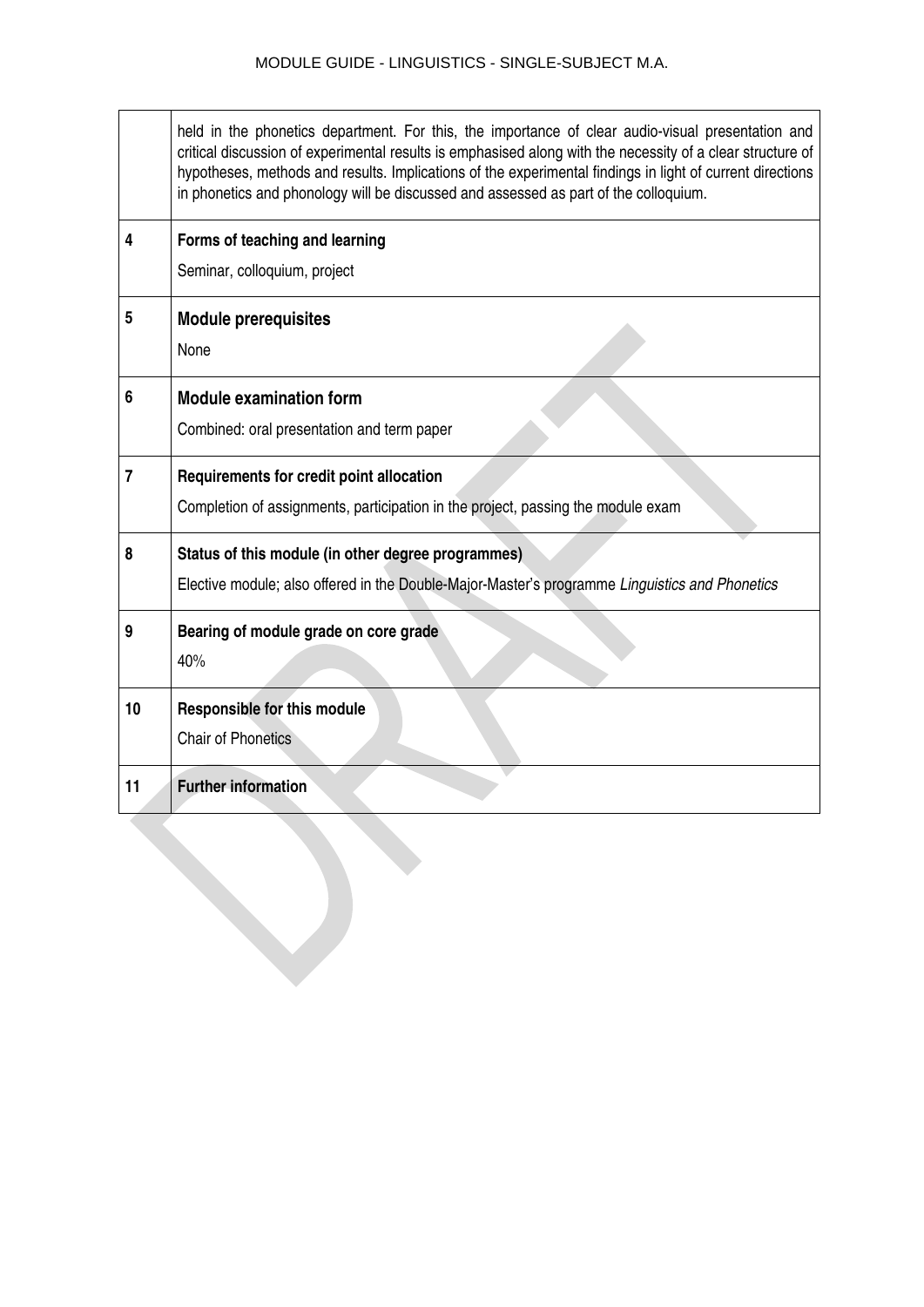| | |
|---|---|
| | held in the phonetics department. For this, the importance of clear audio-visual presentation and critical discussion of experimental results is emphasised along with the necessity of a clear structure of hypotheses, methods and results. Implications of the experimental findings in light of current directions in phonetics and phonology will be discussed and assessed as part of the colloquium. |
| 4 | **Forms of teaching and learning**<br>Seminar, colloquium, project |
| 5 | **Module prerequisites**<br>None |
| 6 | **Module examination form**<br>Combined: oral presentation and term paper |
| 7 | **Requirements for credit point allocation**<br>Completion of assignments, participation in the project, passing the module exam |
| 8 | **Status of this module (in other degree programmes)**<br>Elective module; also offered in the Double-Major-Master's programme *Linguistics and Phonetics* |
| 9 | **Bearing of module grade on core grade**<br>40% |
| 10 | **Responsible for this module**<br>Chair of Phonetics |
| 11 | **Further information** |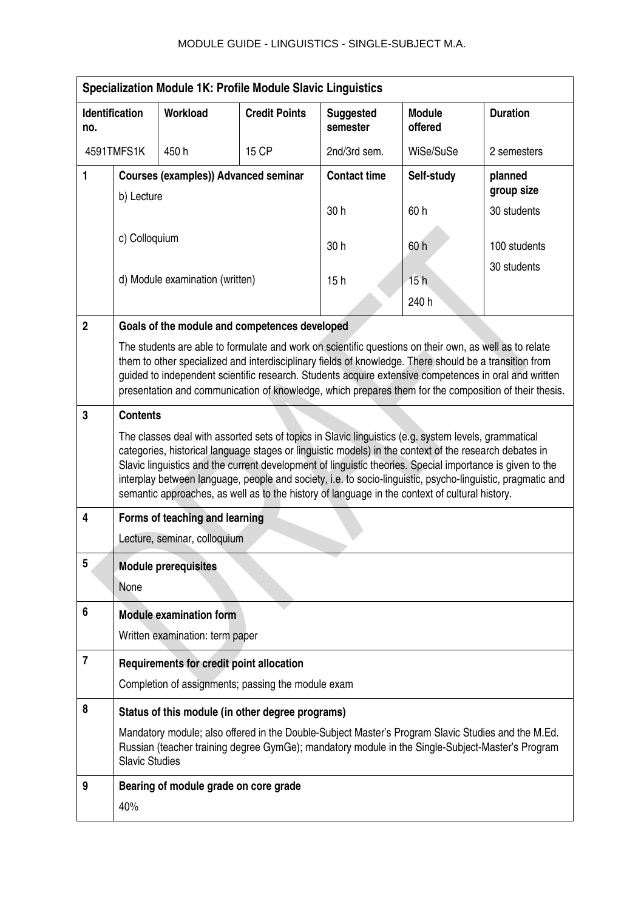| Specialization Module 1K: Profile Module Slavic Linguistics | | | | | | |
|---|---|---|---|---|---|---|
| **Identification no.** | | **Workload** | **Credit Points** | **Suggested semester** | **Module offered** | **Duration** |
| 4591TMFS1K | | 450 h | 15 CP | 2nd/3rd sem. | WiSe/SuSe | 2 semesters |
| **1** | **Courses (examples)) Advanced seminar** | | | **Contact time** | **Self-study** | **planned group size** |
| | b) Lecture | | | 30 h | 60 h | 30 students |
| | c) Colloquium | | | 30 h | 60 h | 100 students |
| | d) Module examination (written) | | | 15 h | 15 h | 30 students |
| | | | | | 240 h | |
| **2** | **Goals of the module and competences developed** | | | | | |
| | The students are able to formulate and work on scientific questions on their own, as well as to relate them to other specialized and interdisciplinary fields of knowledge. There should be a transition from guided to independent scientific research. Students acquire extensive competences in oral and written presentation and communication of knowledge, which prepares them for the composition of their thesis. | | | | | |
| **3** | **Contents** | | | | | |
| | The classes deal with assorted sets of topics in Slavic linguistics (e.g. system levels, grammatical categories, historical language stages or linguistic models) in the context of the research debates in Slavic linguistics and the current development of linguistic theories. Special importance is given to the interplay between language, people and society, i.e. to socio-linguistic, psycho-linguistic, pragmatic and semantic approaches, as well as to the history of language in the context of cultural history. | | | | | |
| **4** | **Forms of teaching and learning** | | | | | |
| | Lecture, seminar, colloquium | | | | | |
| **5** | **Module prerequisites** | | | | | |
| | None | | | | | |
| **6** | **Module examination form** | | | | | |
| | Written examination: term paper | | | | | |
| **7** | **Requirements for credit point allocation** | | | | | |
| | Completion of assignments; passing the module exam | | | | | |
| **8** | **Status of this module (in other degree programs)** | | | | | |
| | Mandatory module; also offered in the Double-Subject Master's Program Slavic Studies and the M.Ed. Russian (teacher training degree GymGe); mandatory module in the Single-Subject-Master's Program Slavic Studies | | | | | |
| **9** | **Bearing of module grade on core grade** | | | | | |
| | 40% | | | | | |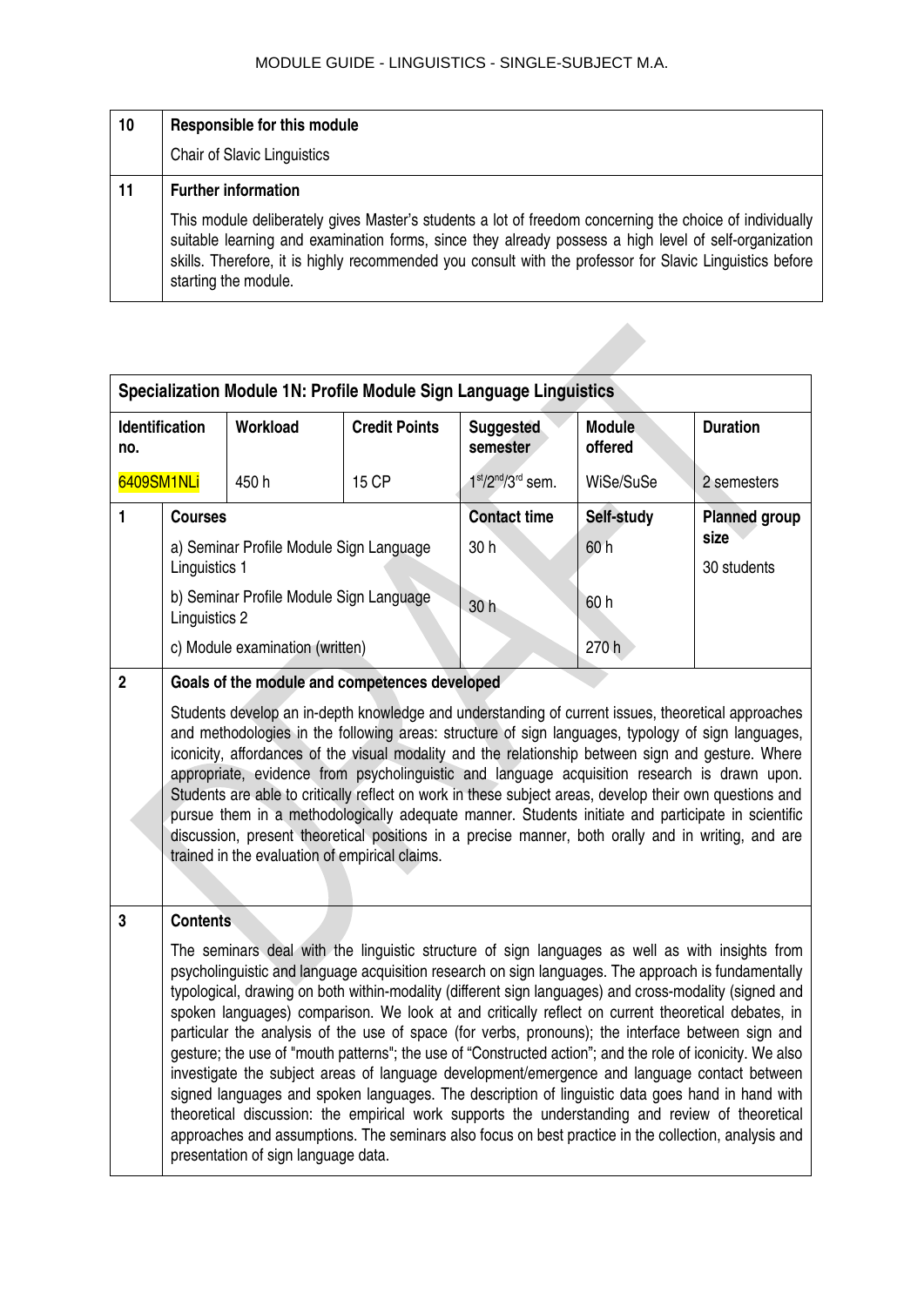| 10 | Responsible for this module |
|---|---|
| | Chair of Slavic Linguistics |
| **11** | **Further information** |
| | This module deliberately gives Master's students a lot of freedom concerning the choice of individually suitable learning and examination forms, since they already possess a high level of self-organization skills. Therefore, it is highly recommended you consult with the professor for Slavic Linguistics before starting the module. |

## Specialization Module 1N: Profile Module Sign Language Linguistics

| Identification no. | Workload | Credit Points | Suggested semester | Module offered | Duration |
|---|---|---|---|---|---|
| 6409SM1NLi | 450 h | 15 CP | 1st/2nd/3rd sem. | WiSe/SuSe | 2 semesters |

| | Courses | Contact time | Self-study | Planned group size |
|---|---|---|---|---|
| **1** | a) Seminar Profile Module Sign Language Linguistics 1 | 30 h | 60 h | 30 students |
| | b) Seminar Profile Module Sign Language Linguistics 2 | 30 h | 60 h | |
| | c) Module examination (written) | | 270 h | |

**2 Goals of the module and competences developed**

Students develop an in-depth knowledge and understanding of current issues, theoretical approaches and methodologies in the following areas: structure of sign languages, typology of sign languages, iconicity, affordances of the visual modality and the relationship between sign and gesture. Where appropriate, evidence from psycholinguistic and language acquisition research is drawn upon. Students are able to critically reflect on work in these subject areas, develop their own questions and pursue them in a methodologically adequate manner. Students initiate and participate in scientific discussion, present theoretical positions in a precise manner, both orally and in writing, and are trained in the evaluation of empirical claims.

**3 Contents**

The seminars deal with the linguistic structure of sign languages as well as with insights from psycholinguistic and language acquisition research on sign languages. The approach is fundamentally typological, drawing on both within-modality (different sign languages) and cross-modality (signed and spoken languages) comparison. We look at and critically reflect on current theoretical debates, in particular the analysis of the use of space (for verbs, pronouns); the interface between sign and gesture; the use of "mouth patterns"; the use of "Constructed action"; and the role of iconicity. We also investigate the subject areas of language development/emergence and language contact between signed languages and spoken languages. The description of linguistic data goes hand in hand with theoretical discussion: the empirical work supports the understanding and review of theoretical approaches and assumptions. The seminars also focus on best practice in the collection, analysis and presentation of sign language data.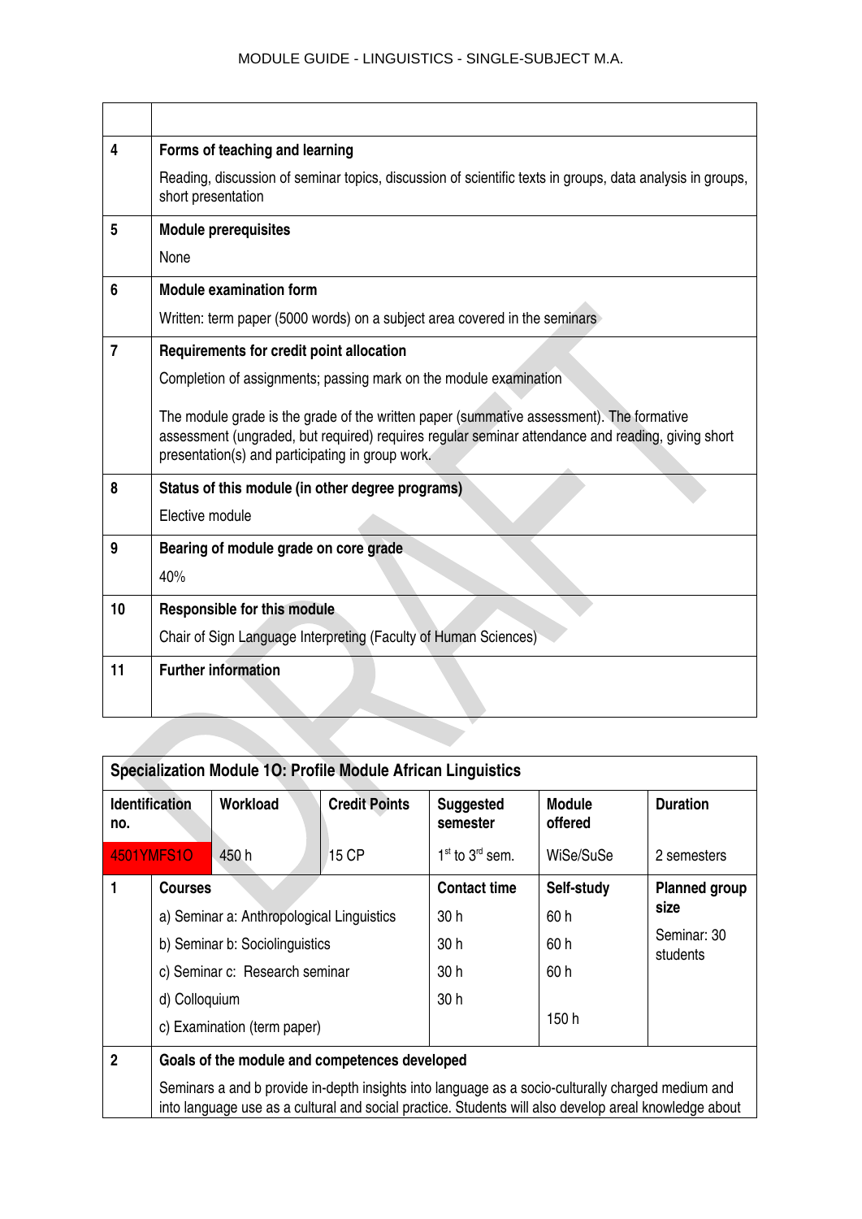| | |
|---|---|
| 4 | **Forms of teaching and learning**<br><br>Reading, discussion of seminar topics, discussion of scientific texts in groups, data analysis in groups, short presentation |
| 5 | **Module prerequisites**<br><br>None |
| 6 | **Module examination form**<br><br>Written: term paper (5000 words) on a subject area covered in the seminars |
| 7 | **Requirements for credit point allocation**<br><br>Completion of assignments; passing mark on the module examination<br><br>The module grade is the grade of the written paper (summative assessment). The formative assessment (ungraded, but required) requires regular seminar attendance and reading, giving short presentation(s) and participating in group work. |
| 8 | **Status of this module (in other degree programs)**<br><br>Elective module |
| 9 | **Bearing of module grade on core grade**<br><br>40% |
| 10 | **Responsible for this module**<br><br>Chair of Sign Language Interpreting (Faculty of Human Sciences) |
| 11 | **Further information** |

| **Specialization Module 1O: Profile Module African Linguistics** | | | | | | |
|---|---|---|---|---|---|---|
| **Identification no.** | **Workload** | **Credit Points** | | **Suggested semester** | **Module offered** | **Duration** |
| 4501YMFS1O | 450 h | 15 CP | | 1st to 3rd sem. | WiSe/SuSe | 2 semesters |
| **1** | **Courses** | | | **Contact time** | **Self-study** | **Planned group size** |
| | a) Seminar a: Anthropological Linguistics | | | 30 h | 60 h | Seminar: 30 students |
| | b) Seminar b: Sociolinguistics | | | 30 h | 60 h | |
| | c) Seminar c: Research seminar | | | 30 h | 60 h | |
| | d) Colloquium | | | 30 h | | |
| | c) Examination (term paper) | | | | 150 h | |
| **2** | **Goals of the module and competences developed**<br><br>Seminars a and b provide in-depth insights into language as a socio-culturally charged medium and into language use as a cultural and social practice. Students will also develop areal knowledge about | | | | | |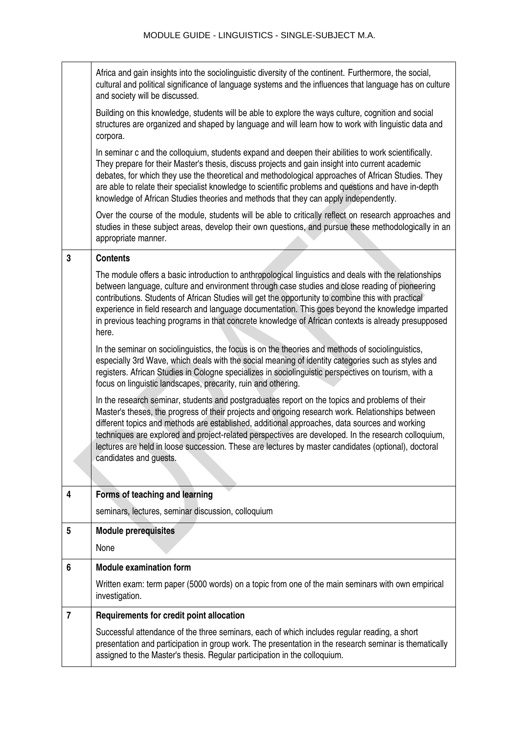| | |
|---|---|
| | Africa and gain insights into the sociolinguistic diversity of the continent. Furthermore, the social, cultural and political significance of language systems and the influences that language has on culture and society will be discussed.<br><br>Building on this knowledge, students will be able to explore the ways culture, cognition and social structures are organized and shaped by language and will learn how to work with linguistic data and corpora.<br><br>In seminar c and the colloquium, students expand and deepen their abilities to work scientifically. They prepare for their Master's thesis, discuss projects and gain insight into current academic debates, for which they use the theoretical and methodological approaches of African Studies. They are able to relate their specialist knowledge to scientific problems and questions and have in-depth knowledge of African Studies theories and methods that they can apply independently.<br><br>Over the course of the module, students will be able to critically reflect on research approaches and studies in these subject areas, develop their own questions, and pursue these methodologically in an appropriate manner. |
| **3** | **Contents**<br><br>The module offers a basic introduction to anthropological linguistics and deals with the relationships between language, culture and environment through case studies and close reading of pioneering contributions. Students of African Studies will get the opportunity to combine this with practical experience in field research and language documentation. This goes beyond the knowledge imparted in previous teaching programs in that concrete knowledge of African contexts is already presupposed here.<br><br>In the seminar on sociolinguistics, the focus is on the theories and methods of sociolinguistics, especially 3rd Wave, which deals with the social meaning of identity categories such as styles and registers. African Studies in Cologne specializes in sociolinguistic perspectives on tourism, with a focus on linguistic landscapes, precarity, ruin and othering.<br><br>In the research seminar, students and postgraduates report on the topics and problems of their Master's theses, the progress of their projects and ongoing research work. Relationships between different topics and methods are established, additional approaches, data sources and working techniques are explored and project-related perspectives are developed. In the research colloquium, lectures are held in loose succession. These are lectures by master candidates (optional), doctoral candidates and guests. |
| **4** | **Forms of teaching and learning**<br><br>seminars, lectures, seminar discussion, colloquium |
| **5** | **Module prerequisites**<br><br>None |
| **6** | **Module examination form**<br><br>Written exam: term paper (5000 words) on a topic from one of the main seminars with own empirical investigation. |
| **7** | **Requirements for credit point allocation**<br><br>Successful attendance of the three seminars, each of which includes regular reading, a short presentation and participation in group work. The presentation in the research seminar is thematically assigned to the Master's thesis. Regular participation in the colloquium. |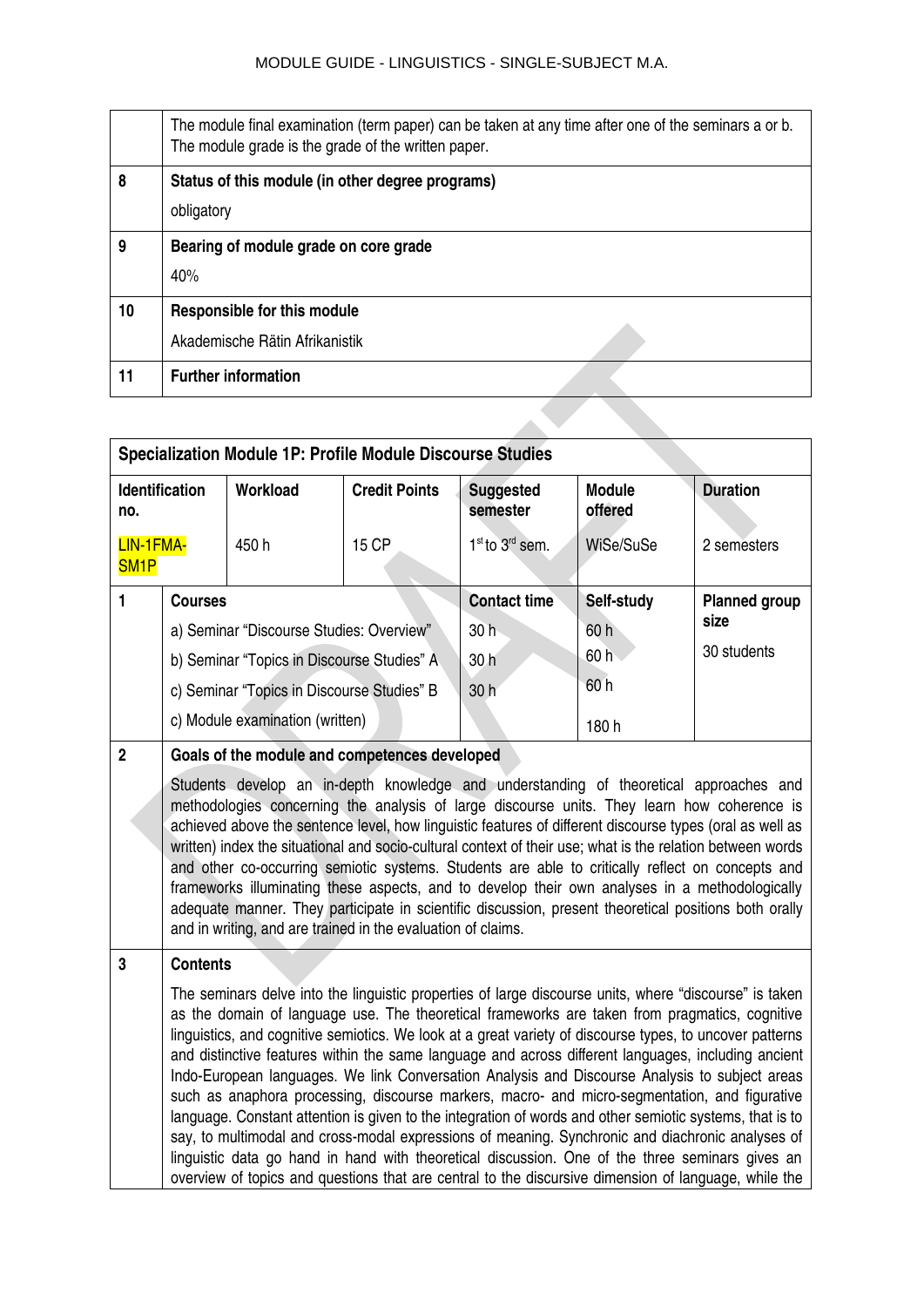| | |
|---|---|
| | The module final examination (term paper) can be taken at any time after one of the seminars a or b. The module grade is the grade of the written paper. |
| **8** | **Status of this module (in other degree programs)**<br>obligatory |
| **9** | **Bearing of module grade on core grade**<br>40% |
| **10** | **Responsible for this module**<br>Akademische Rätin Afrikanistik |
| **11** | **Further information** |

**Specialization Module 1P: Profile Module Discourse Studies**

| Identification no. | Workload | Credit Points | Suggested semester | Module offered | Duration |
|---|---|---|---|---|---|
| LIN-1FMA-SM1P | 450 h | 15 CP | 1st to 3rd sem. | WiSe/SuSe | 2 semesters |

| | Courses | Contact time | Self-study | Planned group size |
|---|---|---|---|---|
| **1** | a) Seminar "Discourse Studies: Overview" | 30 h | 60 h | 30 students |
| | b) Seminar "Topics in Discourse Studies" A | 30 h | 60 h | |
| | c) Seminar "Topics in Discourse Studies" B | 30 h | 60 h | |
| | c) Module examination (written) | | 180 h | |

**2 Goals of the module and competences developed**

Students develop an in-depth knowledge and understanding of theoretical approaches and methodologies concerning the analysis of large discourse units. They learn how coherence is achieved above the sentence level, how linguistic features of different discourse types (oral as well as written) index the situational and socio-cultural context of their use; what is the relation between words and other co-occurring semiotic systems. Students are able to critically reflect on concepts and frameworks illuminating these aspects, and to develop their own analyses in a methodologically adequate manner. They participate in scientific discussion, present theoretical positions both orally and in writing, and are trained in the evaluation of claims.

**3 Contents**

The seminars delve into the linguistic properties of large discourse units, where "discourse" is taken as the domain of language use. The theoretical frameworks are taken from pragmatics, cognitive linguistics, and cognitive semiotics. We look at a great variety of discourse types, to uncover patterns and distinctive features within the same language and across different languages, including ancient Indo-European languages. We link Conversation Analysis and Discourse Analysis to subject areas such as anaphora processing, discourse markers, macro- and micro-segmentation, and figurative language. Constant attention is given to the integration of words and other semiotic systems, that is to say, to multimodal and cross-modal expressions of meaning. Synchronic and diachronic analyses of linguistic data go hand in hand with theoretical discussion. One of the three seminars gives an overview of topics and questions that are central to the discursive dimension of language, while the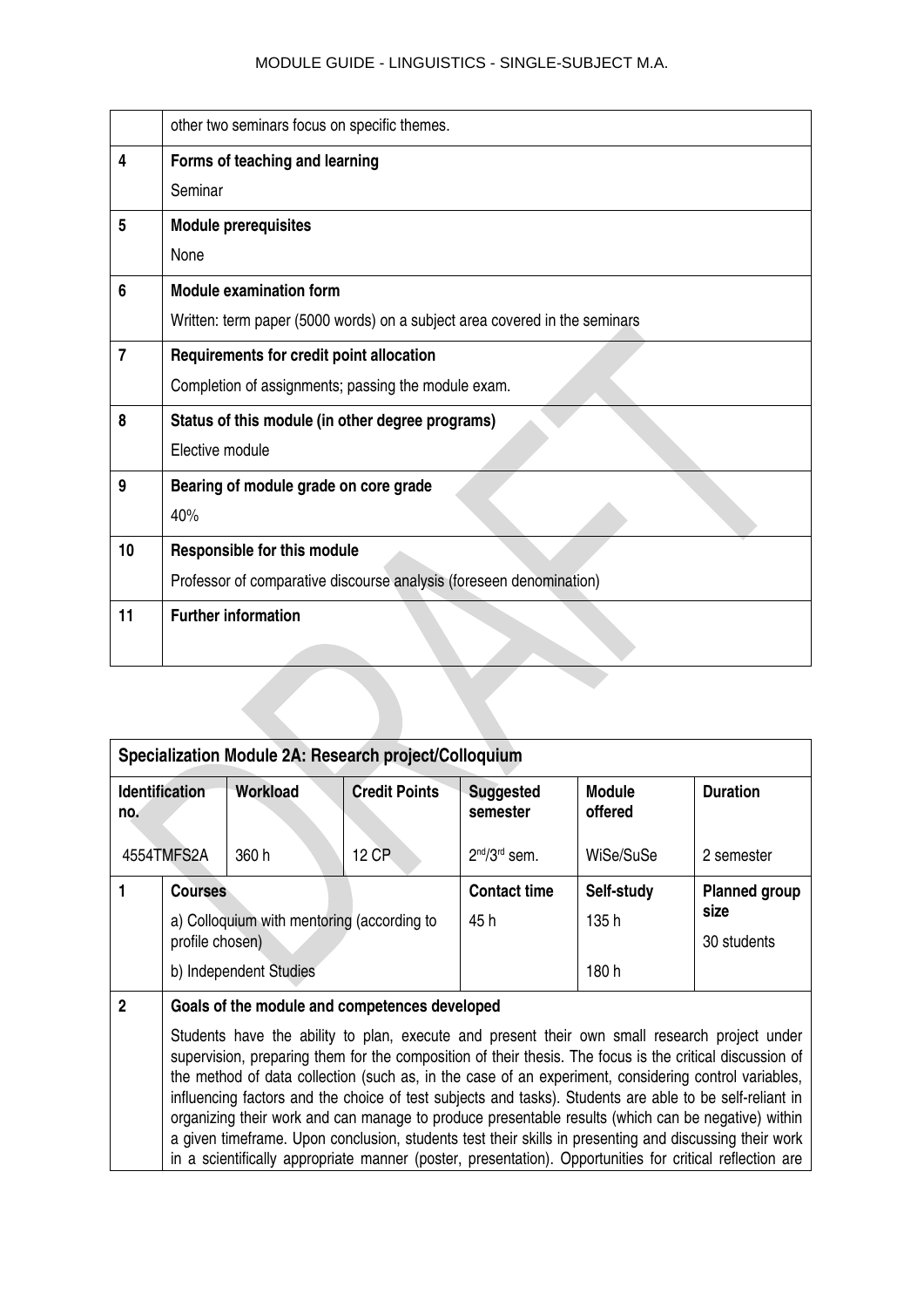| | |
|---|---|
| | other two seminars focus on specific themes. |
| 4 | **Forms of teaching and learning**<br>Seminar |
| 5 | **Module prerequisites**<br>None |
| 6 | **Module examination form**<br>Written: term paper (5000 words) on a subject area covered in the seminars |
| 7 | **Requirements for credit point allocation**<br>Completion of assignments; passing the module exam. |
| 8 | **Status of this module (in other degree programs)**<br>Elective module |
| 9 | **Bearing of module grade on core grade**<br>40% |
| 10 | **Responsible for this module**<br>Professor of comparative discourse analysis (foreseen denomination) |
| 11 | **Further information** |

**Specialization Module 2A: Research project/Colloquium**

| Identification no. | Workload | Credit Points | Suggested semester | Module offered | Duration |
|---|---|---|---|---|---|
| 4554TMFS2A | 360 h | 12 CP | 2nd/3rd sem. | WiSe/SuSe | 2 semester |

| | Courses | Contact time | Self-study | Planned group size |
|---|---|---|---|---|
| 1 | a) Colloquium with mentoring (according to profile chosen) | 45 h | 135 h | 30 students |
| | b) Independent Studies | | 180 h | |

| | |
|---|---|
| 2 | **Goals of the module and competences developed**<br>Students have the ability to plan, execute and present their own small research project under supervision, preparing them for the composition of their thesis. The focus is the critical discussion of the method of data collection (such as, in the case of an experiment, considering control variables, influencing factors and the choice of test subjects and tasks). Students are able to be self-reliant in organizing their work and can manage to produce presentable results (which can be negative) within a given timeframe. Upon conclusion, students test their skills in presenting and discussing their work in a scientifically appropriate manner (poster, presentation). Opportunities for critical reflection are |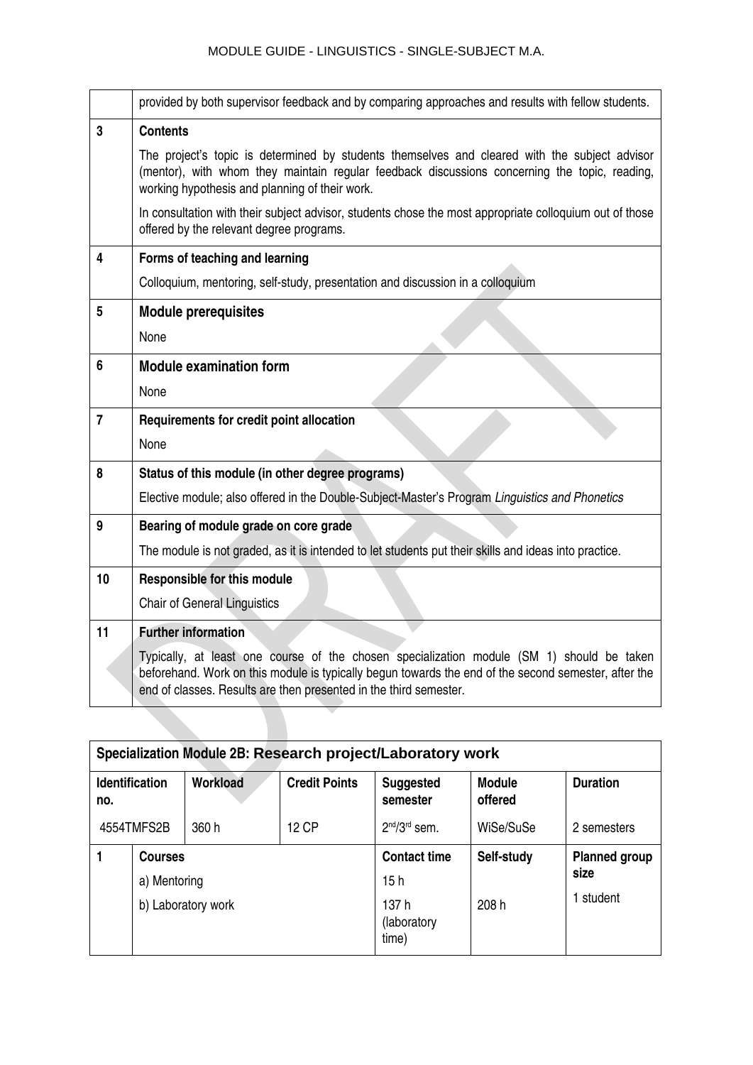| | |
|---|---|
| | provided by both supervisor feedback and by comparing approaches and results with fellow students. |
| 3 | **Contents**<br>The project's topic is determined by students themselves and cleared with the subject advisor (mentor), with whom they maintain regular feedback discussions concerning the topic, reading, working hypothesis and planning of their work.<br>In consultation with their subject advisor, students chose the most appropriate colloquium out of those offered by the relevant degree programs. |
| 4 | **Forms of teaching and learning**<br>Colloquium, mentoring, self-study, presentation and discussion in a colloquium |
| 5 | **Module prerequisites**<br>None |
| 6 | **Module examination form**<br>None |
| 7 | **Requirements for credit point allocation**<br>None |
| 8 | **Status of this module (in other degree programs)**<br>Elective module; also offered in the Double-Subject-Master's Program *Linguistics and Phonetics* |
| 9 | **Bearing of module grade on core grade**<br>The module is not graded, as it is intended to let students put their skills and ideas into practice. |
| 10 | **Responsible for this module**<br>Chair of General Linguistics |
| 11 | **Further information**<br>Typically, at least one course of the chosen specialization module (SM 1) should be taken beforehand. Work on this module is typically begun towards the end of the second semester, after the end of classes. Results are then presented in the third semester. |

| **Specialization Module 2B: Research project/Laboratory work** | | | | | |
|---|---|---|---|---|---|
| **Identification no.** | **Workload** | **Credit Points** | **Suggested semester** | **Module offered** | **Duration** |
| 4554TMFS2B | 360 h | 12 CP | 2nd/3rd sem. | WiSe/SuSe | 2 semesters |
| 1 | **Courses**<br>a) Mentoring<br>b) Laboratory work | | **Contact time**<br>15 h<br>137 h (laboratory time) | **Self-study**<br><br>208 h | **Planned group size**<br>1 student |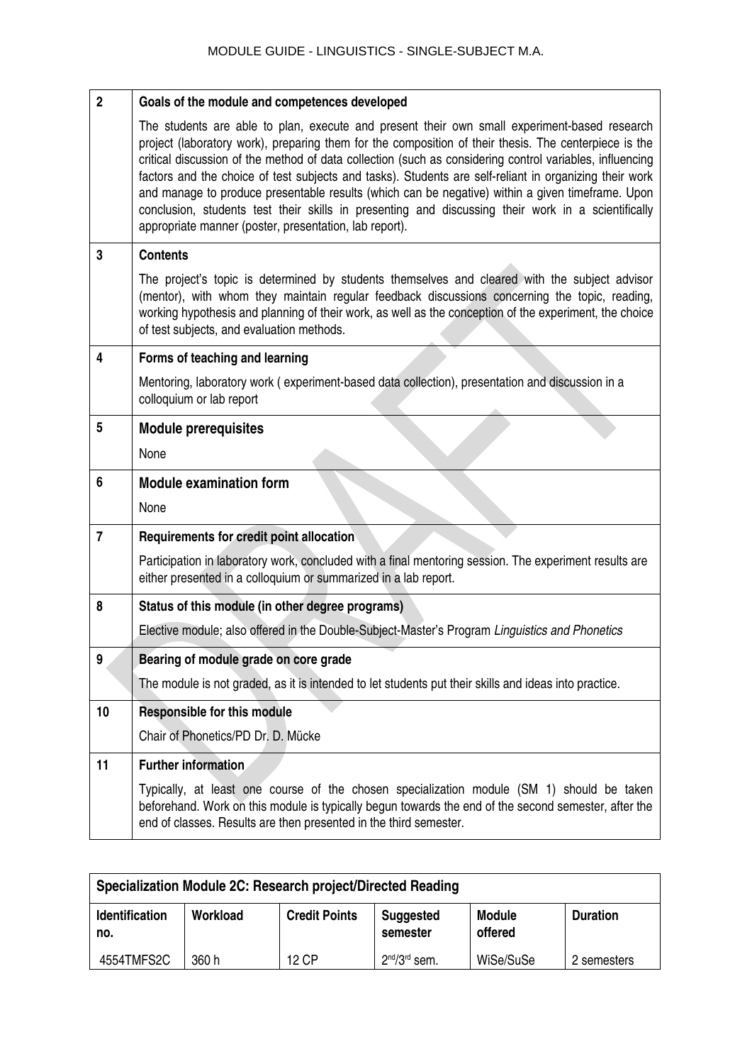| | |
|---|---|
| **2** | **Goals of the module and competences developed** |
| | The students are able to plan, execute and present their own small experiment-based research project (laboratory work), preparing them for the composition of their thesis. The centerpiece is the critical discussion of the method of data collection (such as considering control variables, influencing factors and the choice of test subjects and tasks). Students are self-reliant in organizing their work and manage to produce presentable results (which can be negative) within a given timeframe. Upon conclusion, students test their skills in presenting and discussing their work in a scientifically appropriate manner (poster, presentation, lab report). |
| **3** | **Contents** |
| | The project's topic is determined by students themselves and cleared with the subject advisor (mentor), with whom they maintain regular feedback discussions concerning the topic, reading, working hypothesis and planning of their work, as well as the conception of the experiment, the choice of test subjects, and evaluation methods. |
| **4** | **Forms of teaching and learning** |
| | Mentoring, laboratory work ( experiment-based data collection), presentation and discussion in a colloquium or lab report |
| **5** | **Module prerequisites** |
| | None |
| **6** | **Module examination form** |
| | None |
| **7** | **Requirements for credit point allocation** |
| | Participation in laboratory work, concluded with a final mentoring session. The experiment results are either presented in a colloquium or summarized in a lab report. |
| **8** | **Status of this module (in other degree programs)** |
| | Elective module; also offered in the Double-Subject-Master's Program *Linguistics and Phonetics* |
| **9** | **Bearing of module grade on core grade** |
| | The module is not graded, as it is intended to let students put their skills and ideas into practice. |
| **10** | **Responsible for this module** |
| | Chair of Phonetics/PD Dr. D. Mücke |
| **11** | **Further information** |
| | Typically, at least one course of the chosen specialization module (SM 1) should be taken beforehand. Work on this module is typically begun towards the end of the second semester, after the end of classes. Results are then presented in the third semester. |

| **Specialization Module 2C: Research project/Directed Reading** | | | | | |
|---|---|---|---|---|---|
| **Identification no.** | **Workload** | **Credit Points** | **Suggested semester** | **Module offered** | **Duration** |
| 4554TMFS2C | 360 h | 12 CP | 2nd/3rd sem. | WiSe/SuSe | 2 semesters |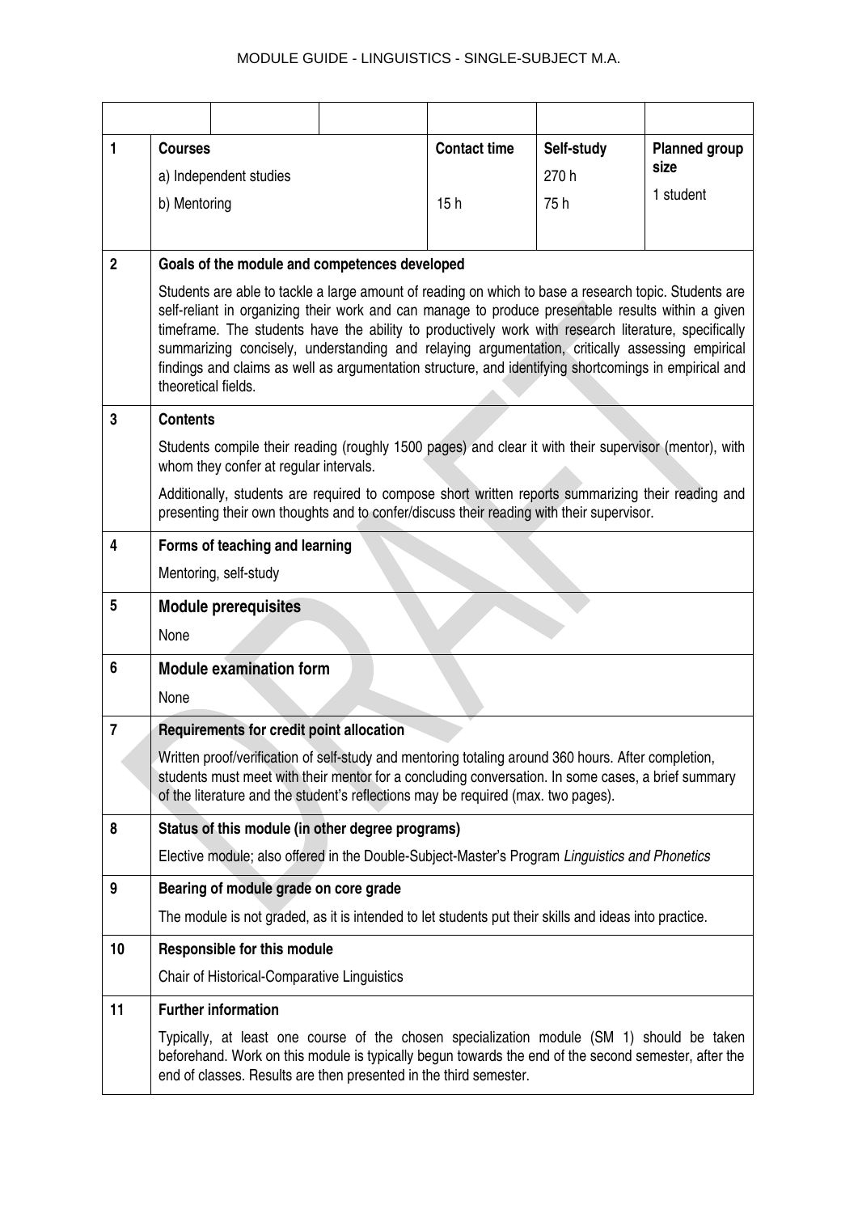|  |  |  |  |  |  |
|---|---|---|---|---|---|
| 1 | **Courses**<br>a) Independent studies<br>b) Mentoring | | **Contact time**<br><br>15 h | **Self-study**<br>270 h<br>75 h | **Planned group size**<br>1 student |
| 2 | **Goals of the module and competences developed**<br>Students are able to tackle a large amount of reading on which to base a research topic. Students are self-reliant in organizing their work and can manage to produce presentable results within a given timeframe. The students have the ability to productively work with research literature, specifically summarizing concisely, understanding and relaying argumentation, critically assessing empirical findings and claims as well as argumentation structure, and identifying shortcomings in empirical and theoretical fields. | | | | |
| 3 | **Contents**<br>Students compile their reading (roughly 1500 pages) and clear it with their supervisor (mentor), with whom they confer at regular intervals.<br>Additionally, students are required to compose short written reports summarizing their reading and presenting their own thoughts and to confer/discuss their reading with their supervisor. | | | | |
| 4 | **Forms of teaching and learning**<br>Mentoring, self-study | | | | |
| 5 | **Module prerequisites**<br>None | | | | |
| 6 | **Module examination form**<br>None | | | | |
| 7 | **Requirements for credit point allocation**<br>Written proof/verification of self-study and mentoring totaling around 360 hours. After completion, students must meet with their mentor for a concluding conversation. In some cases, a brief summary of the literature and the student's reflections may be required (max. two pages). | | | | |
| 8 | **Status of this module (in other degree programs)**<br>Elective module; also offered in the Double-Subject-Master's Program *Linguistics and Phonetics* | | | | |
| 9 | **Bearing of module grade on core grade**<br>The module is not graded, as it is intended to let students put their skills and ideas into practice. | | | | |
| 10 | **Responsible for this module**<br>Chair of Historical-Comparative Linguistics | | | | |
| 11 | **Further information**<br>Typically, at least one course of the chosen specialization module (SM 1) should be taken beforehand. Work on this module is typically begun towards the end of the second semester, after the end of classes. Results are then presented in the third semester. | | | | |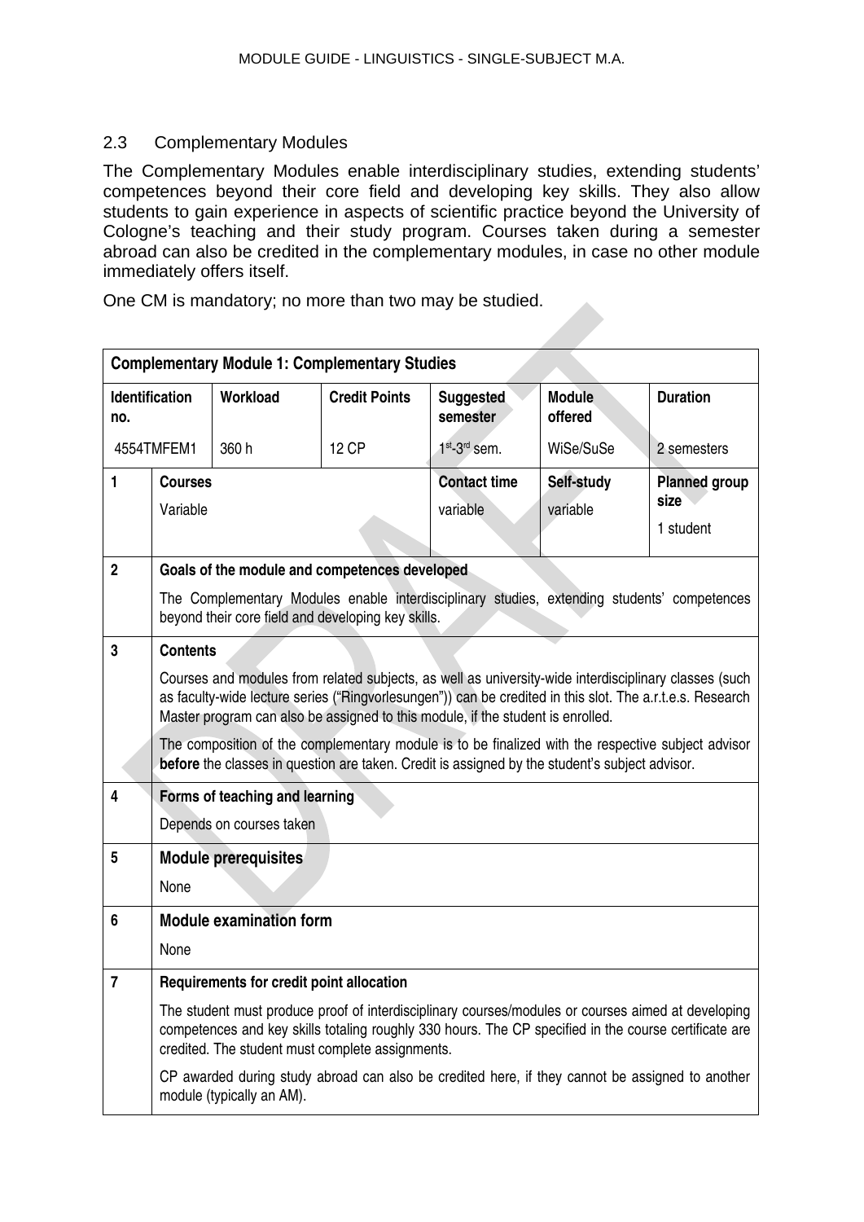## 2.3 Complementary Modules

The Complementary Modules enable interdisciplinary studies, extending students' competences beyond their core field and developing key skills. They also allow students to gain experience in aspects of scientific practice beyond the University of Cologne's teaching and their study program. Courses taken during a semester abroad can also be credited in the complementary modules, in case no other module immediately offers itself.

One CM is mandatory; no more than two may be studied.

| **Complementary Module 1: Complementary Studies** | | | | | | |
|---|---|---|---|---|---|---|
| **Identification no.** | **Workload** | **Credit Points** | **Suggested semester** | **Module offered** | **Duration** | |
| 4554TMFEM1 | 360 h | 12 CP | 1st-3rd sem. | WiSe/SuSe | 2 semesters | |
| **1** | **Courses**<br>Variable | | | **Contact time**<br>variable | **Self-study**<br>variable | **Planned group size**<br>1 student |
| **2** | **Goals of the module and competences developed**<br>The Complementary Modules enable interdisciplinary studies, extending students' competences beyond their core field and developing key skills. | | | | | |
| **3** | **Contents**<br>Courses and modules from related subjects, as well as university-wide interdisciplinary classes (such as faculty-wide lecture series ("Ringvorlesungen")) can be credited in this slot. The a.r.t.e.s. Research Master program can also be assigned to this module, if the student is enrolled.<br>The composition of the complementary module is to be finalized with the respective subject advisor **before** the classes in question are taken. Credit is assigned by the student's subject advisor. | | | | | |
| **4** | **Forms of teaching and learning**<br>Depends on courses taken | | | | | |
| **5** | **Module prerequisites**<br>None | | | | | |
| **6** | **Module examination form**<br>None | | | | | |
| **7** | **Requirements for credit point allocation**<br>The student must produce proof of interdisciplinary courses/modules or courses aimed at developing competences and key skills totaling roughly 330 hours. The CP specified in the course certificate are credited. The student must complete assignments.<br>CP awarded during study abroad can also be credited here, if they cannot be assigned to another module (typically an AM). | | | | | |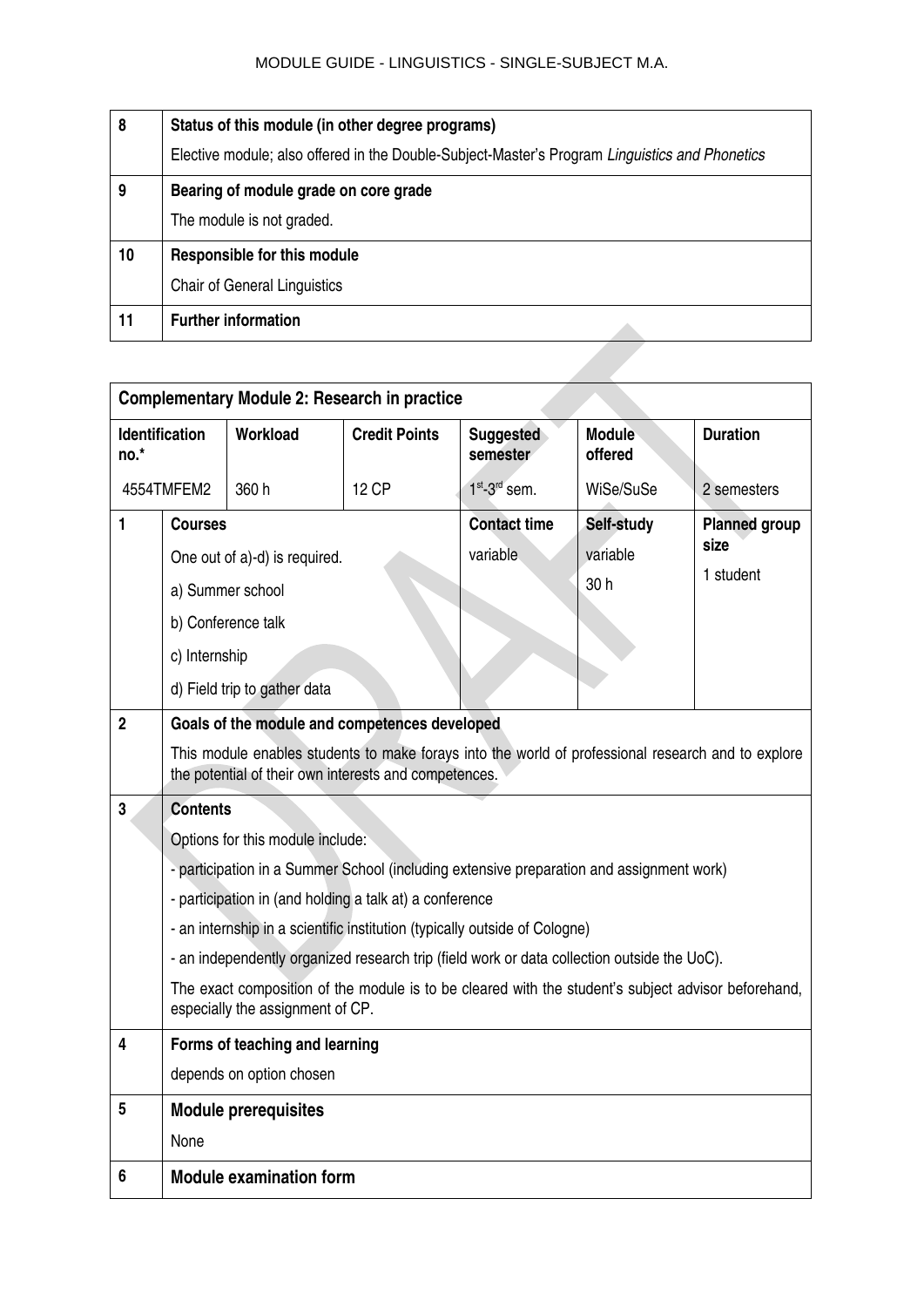| 8 | **Status of this module (in other degree programs)** |
|---|---|
| | Elective module; also offered in the Double-Subject-Master's Program *Linguistics and Phonetics* |
| 9 | **Bearing of module grade on core grade** |
| | The module is not graded. |
| 10 | **Responsible for this module** |
| | Chair of General Linguistics |
| 11 | **Further information** |

| **Complementary Module 2: Research in practice** | | | | | | |
|---|---|---|---|---|---|---|
| **Identification no.*** | | **Workload** | **Credit Points** | **Suggested semester** | **Module offered** | **Duration** |
| 4554TMFEM2 | | 360 h | 12 CP | 1st-3rd sem. | WiSe/SuSe | 2 semesters |
| 1 | **Courses** | | | **Contact time** | **Self-study** | **Planned group size** |
| | One out of a)-d) is required.<br>a) Summer school<br>b) Conference talk<br>c) Internship<br>d) Field trip to gather data | | | variable | variable<br>30 h | 1 student |
| 2 | **Goals of the module and competences developed** | | | | | |
| | This module enables students to make forays into the world of professional research and to explore the potential of their own interests and competences. | | | | | |
| 3 | **Contents** | | | | | |
| | Options for this module include:<br>- participation in a Summer School (including extensive preparation and assignment work)<br>- participation in (and holding a talk at) a conference<br>- an internship in a scientific institution (typically outside of Cologne)<br>- an independently organized research trip (field work or data collection outside the UoC).<br>The exact composition of the module is to be cleared with the student's subject advisor beforehand, especially the assignment of CP. | | | | | |
| 4 | **Forms of teaching and learning** | | | | | |
| | depends on option chosen | | | | | |
| 5 | **Module prerequisites** | | | | | |
| | None | | | | | |
| 6 | **Module examination form** | | | | | |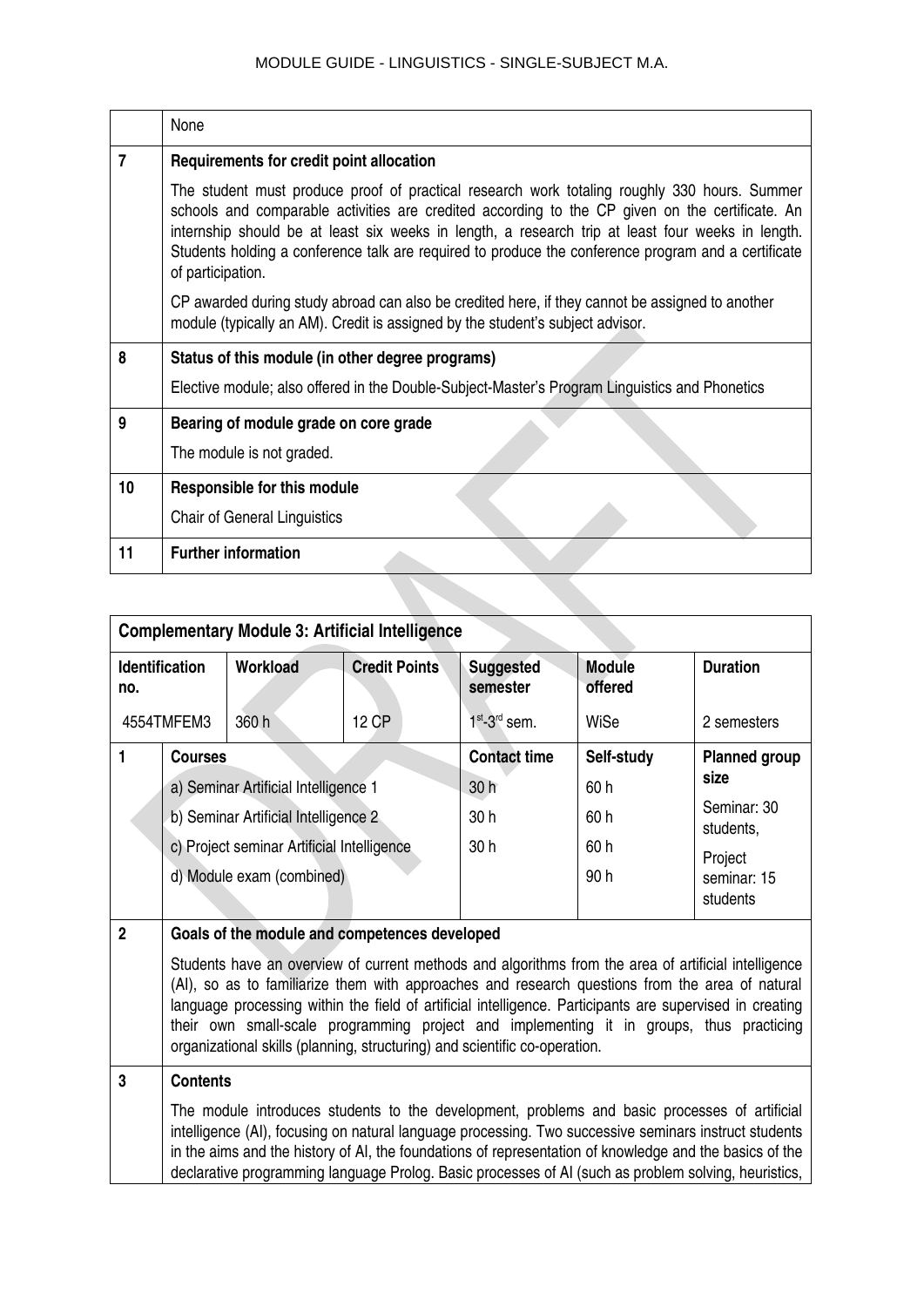| | None |
|---|---|
| **7** | **Requirements for credit point allocation** |
| | The student must produce proof of practical research work totaling roughly 330 hours. Summer schools and comparable activities are credited according to the CP given on the certificate. An internship should be at least six weeks in length, a research trip at least four weeks in length. Students holding a conference talk are required to produce the conference program and a certificate of participation. CP awarded during study abroad can also be credited here, if they cannot be assigned to another module (typically an AM). Credit is assigned by the student's subject advisor. |
| **8** | **Status of this module (in other degree programs)** |
| | Elective module; also offered in the Double-Subject-Master's Program Linguistics and Phonetics |
| **9** | **Bearing of module grade on core grade** |
| | The module is not graded. |
| **10** | **Responsible for this module** |
| | Chair of General Linguistics |
| **11** | **Further information** |

**Complementary Module 3: Artificial Intelligence**

| Identification no. | | Workload | Credit Points | Suggested semester | Module offered | Duration |
|---|---|---|---|---|---|---|
| 4554TMFEM3 | | 360 h | 12 CP | 1st-3rd sem. | WiSe | 2 semesters |
| **1** | **Courses** | | | **Contact time** | **Self-study** | **Planned group size** |
| | a) Seminar Artificial Intelligence 1 | | | 30 h | 60 h | Seminar: 30 students, |
| | b) Seminar Artificial Intelligence 2 | | | 30 h | 60 h | |
| | c) Project seminar Artificial Intelligence | | | 30 h | 60 h | Project seminar: 15 students |
| | d) Module exam (combined) | | | | 90 h | |
| **2** | **Goals of the module and competences developed** | | | | | |
| | Students have an overview of current methods and algorithms from the area of artificial intelligence (AI), so as to familiarize them with approaches and research questions from the area of natural language processing within the field of artificial intelligence. Participants are supervised in creating their own small-scale programming project and implementing it in groups, thus practicing organizational skills (planning, structuring) and scientific co-operation. | | | | | |
| **3** | **Contents** | | | | | |
| | The module introduces students to the development, problems and basic processes of artificial intelligence (AI), focusing on natural language processing. Two successive seminars instruct students in the aims and the history of AI, the foundations of representation of knowledge and the basics of the declarative programming language Prolog. Basic processes of AI (such as problem solving, heuristics, | | | | | |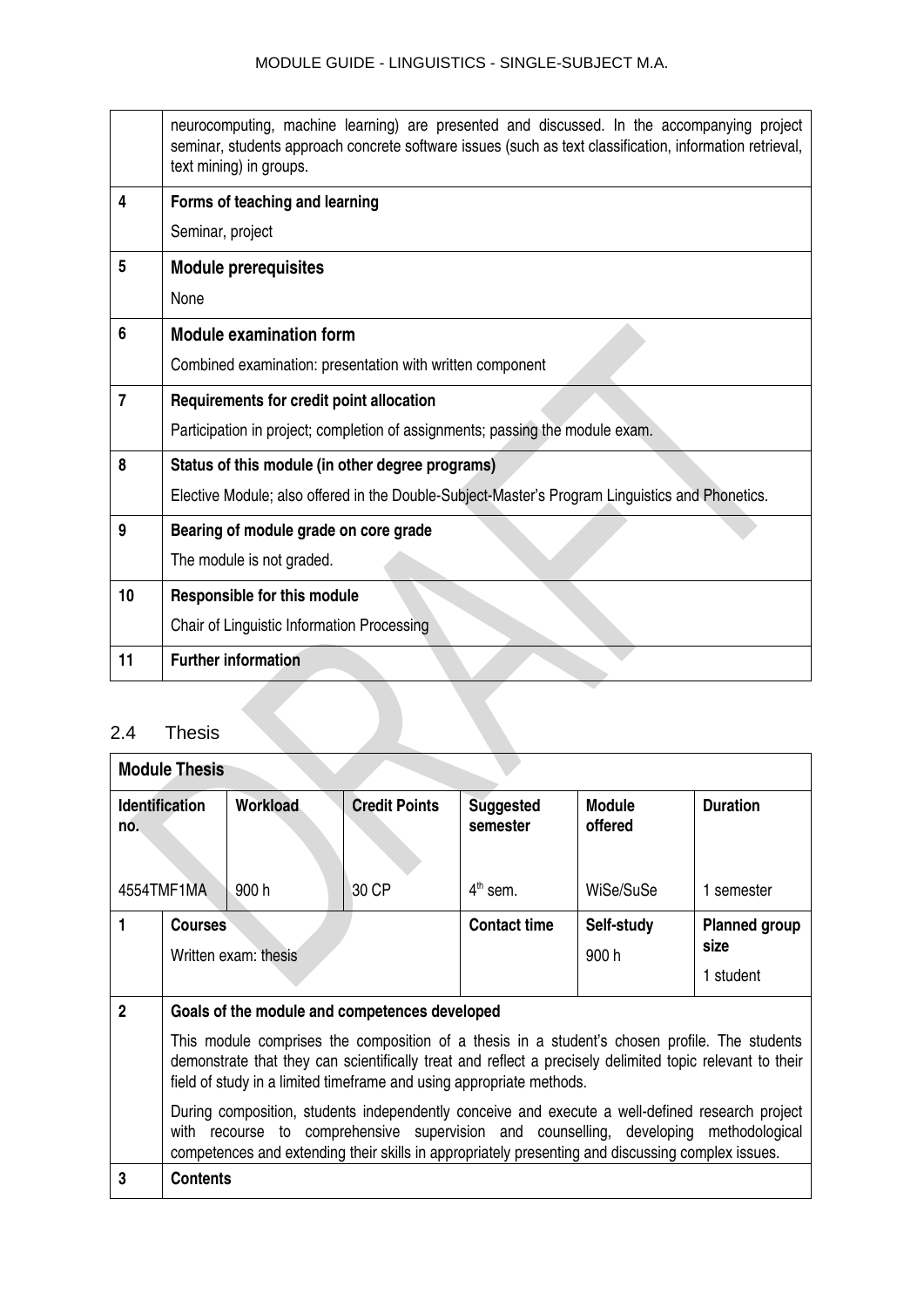| | |
|---|---|
| | neurocomputing, machine learning) are presented and discussed. In the accompanying project seminar, students approach concrete software issues (such as text classification, information retrieval, text mining) in groups. |
| 4 | **Forms of teaching and learning**<br>Seminar, project |
| 5 | **Module prerequisites**<br>None |
| 6 | **Module examination form**<br>Combined examination: presentation with written component |
| 7 | **Requirements for credit point allocation**<br>Participation in project; completion of assignments; passing the module exam. |
| 8 | **Status of this module (in other degree programs)**<br>Elective Module; also offered in the Double-Subject-Master's Program Linguistics and Phonetics. |
| 9 | **Bearing of module grade on core grade**<br>The module is not graded. |
| 10 | **Responsible for this module**<br>Chair of Linguistic Information Processing |
| 11 | **Further information** |

## 2.4 Thesis

| **Module Thesis** | | | | | | |
|---|---|---|---|---|---|---|
| **Identification no.** | | **Workload** | **Credit Points** | **Suggested semester** | **Module offered** | **Duration** |
| 4554TMF1MA | | 900 h | 30 CP | 4th sem. | WiSe/SuSe | 1 semester |
| 1 | **Courses**<br>Written exam: thesis | | | **Contact time** | **Self-study**<br>900 h | **Planned group size**<br>1 student |
| 2 | **Goals of the module and competences developed**<br>This module comprises the composition of a thesis in a student's chosen profile. The students demonstrate that they can scientifically treat and reflect a precisely delimited topic relevant to their field of study in a limited timeframe and using appropriate methods.<br>During composition, students independently conceive and execute a well-defined research project with recourse to comprehensive supervision and counselling, developing methodological competences and extending their skills in appropriately presenting and discussing complex issues. | | | | | |
| 3 | **Contents** | | | | | |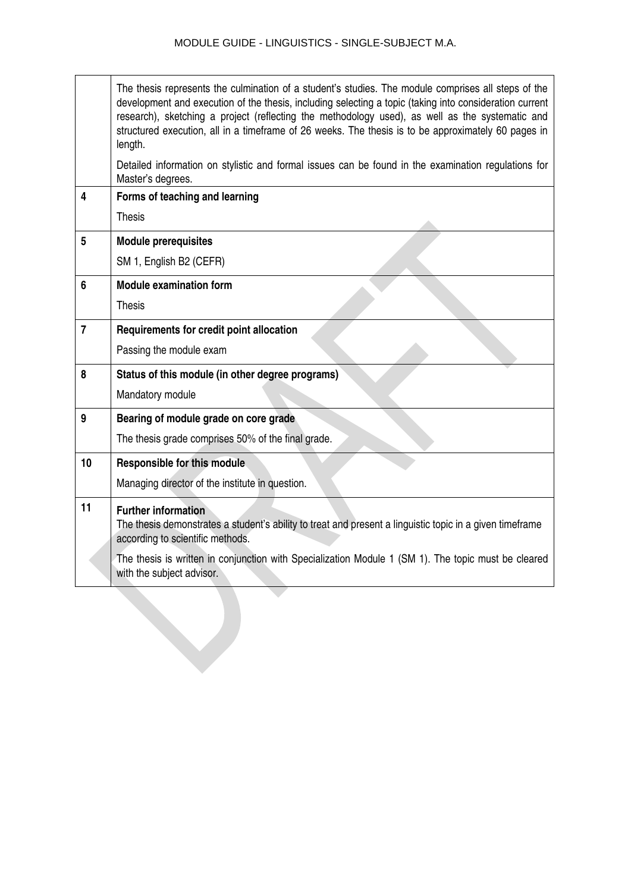|  |  |
|---|---|
|  | The thesis represents the culmination of a student's studies. The module comprises all steps of the development and execution of the thesis, including selecting a topic (taking into consideration current research), sketching a project (reflecting the methodology used), as well as the systematic and structured execution, all in a timeframe of 26 weeks. The thesis is to be approximately 60 pages in length.<br><br>Detailed information on stylistic and formal issues can be found in the examination regulations for Master's degrees. |
| 4 | **Forms of teaching and learning**<br><br>Thesis |
| 5 | **Module prerequisites**<br><br>SM 1, English B2 (CEFR) |
| 6 | **Module examination form**<br><br>Thesis |
| 7 | **Requirements for credit point allocation**<br><br>Passing the module exam |
| 8 | **Status of this module (in other degree programs)**<br><br>Mandatory module |
| 9 | **Bearing of module grade on core grade**<br><br>The thesis grade comprises 50% of the final grade. |
| 10 | **Responsible for this module**<br><br>Managing director of the institute in question. |
| 11 | **Further information**<br>The thesis demonstrates a student's ability to treat and present a linguistic topic in a given timeframe according to scientific methods.<br><br>The thesis is written in conjunction with Specialization Module 1 (SM 1). The topic must be cleared with the subject advisor. |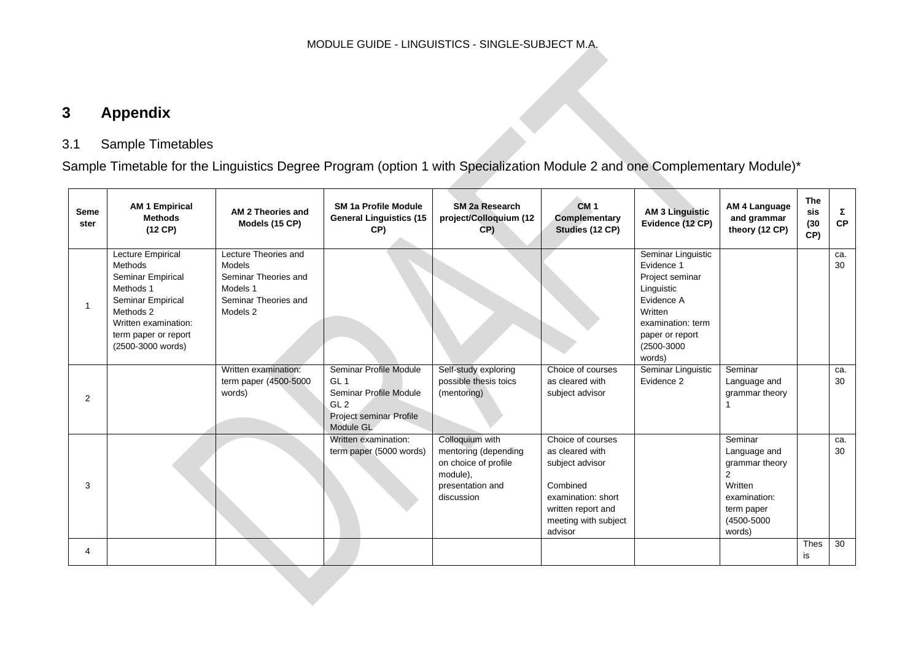# 3 Appendix

## 3.1 Sample Timetables

Sample Timetable for the Linguistics Degree Program (option 1 with Specialization Module 2 and one Complementary Module)*

| Semester | AM 1 Empirical Methods (12 CP) | AM 2 Theories and Models (15 CP) | SM 1a Profile Module General Linguistics (15 CP) | SM 2a Research project/Colloquium (12 CP) | CM 1 Complementary Studies (12 CP) | AM 3 Linguistic Evidence (12 CP) | AM 4 Language and grammar theory (12 CP) | Thesis (30 CP) | Σ CP |
|---|---|---|---|---|---|---|---|---|---|
| 1 | Lecture Empirical Methods<br>Seminar Empirical Methods 1<br>Seminar Empirical Methods 2<br>Written examination: term paper or report (2500-3000 words) | Lecture Theories and Models<br>Seminar Theories and Models 1<br>Seminar Theories and Models 2 | | | | Seminar Linguistic Evidence 1<br>Project seminar Linguistic Evidence A<br>Written examination: term paper or report (2500-3000 words) | | | ca. 30 |
| 2 | | Written examination: term paper (4500-5000 words) | Seminar Profile Module GL 1<br>Seminar Profile Module GL 2<br>Project seminar Profile Module GL | Self-study exploring possible thesis toics (mentoring) | Choice of courses as cleared with subject advisor | Seminar Linguistic Evidence 2 | Seminar Language and grammar theory 1 | | ca. 30 |
| 3 | | | Written examination: term paper (5000 words) | Colloquium with mentoring (depending on choice of profile module), presentation and discussion | Choice of courses as cleared with subject advisor<br>Combined examination: short written report and meeting with subject advisor | | Seminar Language and grammar theory 2<br>Written examination: term paper (4500-5000 words) | | ca. 30 |
| 4 | | | | | | | | Thesis | 30 |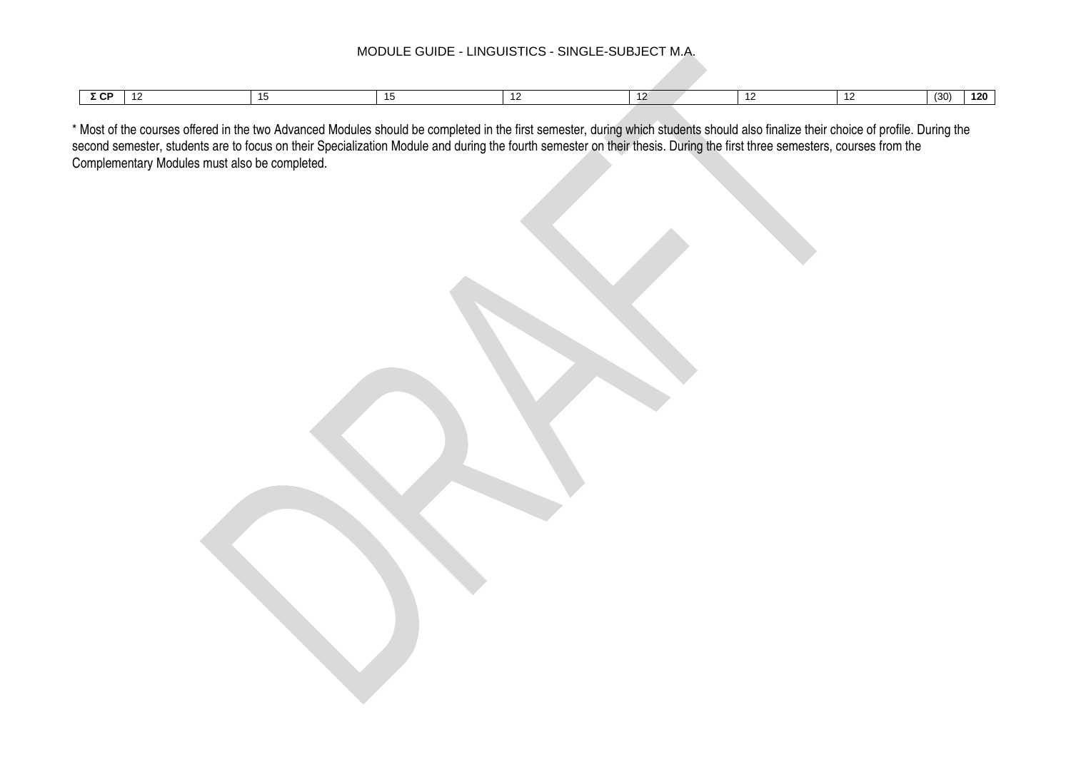| Σ CP | 12 | 15 | 15 | 12 | 12 | 12 | 12 | (30) | **120** |
|---|---|---|---|---|---|---|---|---|---|

* Most of the courses offered in the two Advanced Modules should be completed in the first semester, during which students should also finalize their choice of profile. During the second semester, students are to focus on their Specialization Module and during the fourth semester on their thesis. During the first three semesters, courses from the Complementary Modules must also be completed.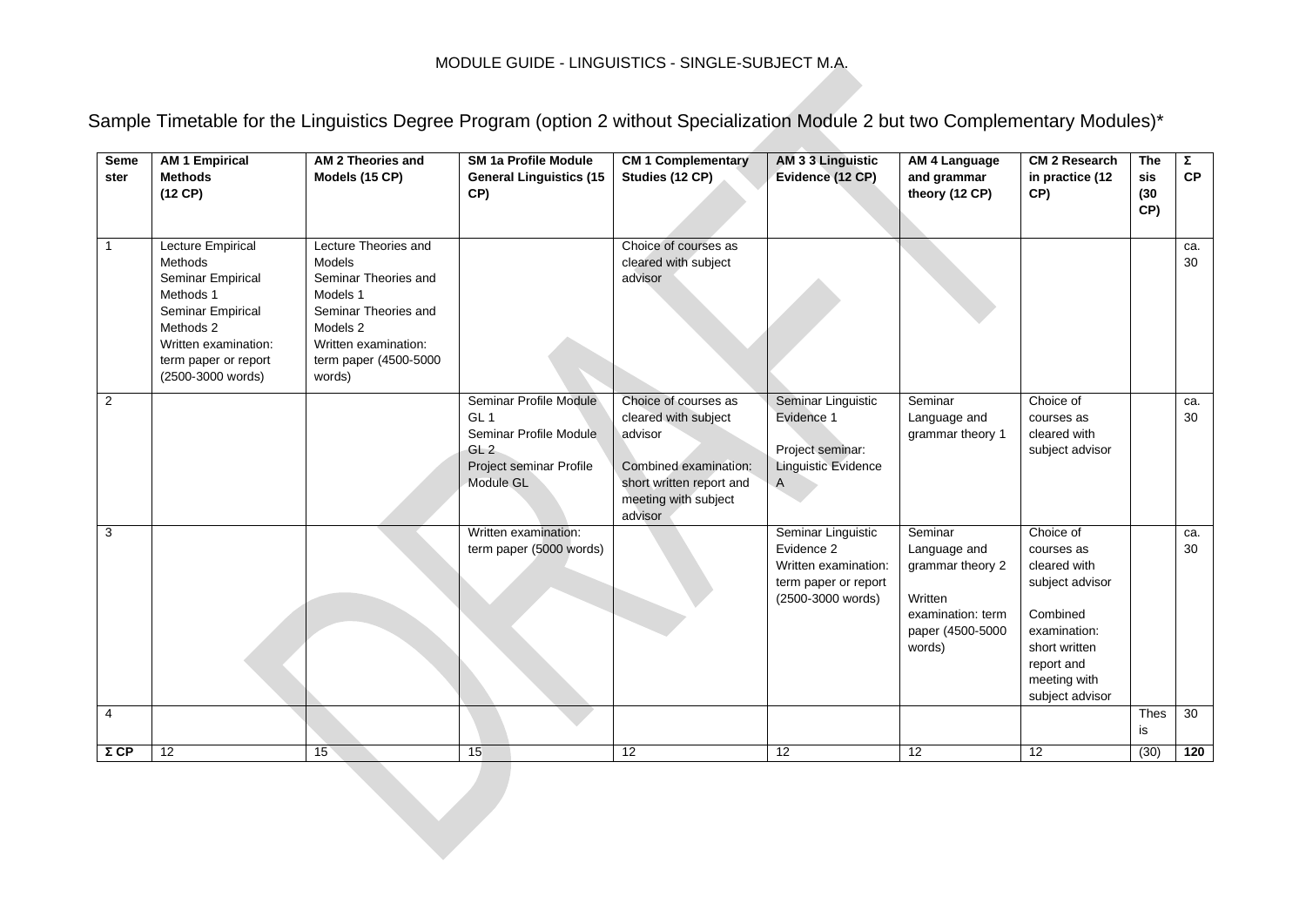MODULE GUIDE - LINGUISTICS - SINGLE-SUBJECT M.A.

# Sample Timetable for the Linguistics Degree Program (option 2 without Specialization Module 2 but two Complementary Modules)*

| Semester | AM 1 Empirical Methods (12 CP) | AM 2 Theories and Models (15 CP) | SM 1a Profile Module General Linguistics (15 CP) | CM 1 Complementary Studies (12 CP) | AM 3 3 Linguistic Evidence (12 CP) | AM 4 Language and grammar theory (12 CP) | CM 2 Research in practice (12 CP) | Thesis (30 CP) | Σ CP |
|---|---|---|---|---|---|---|---|---|---|
| 1 | Lecture Empirical Methods<br>Seminar Empirical Methods 1<br>Seminar Empirical Methods 2<br>Written examination: term paper or report (2500-3000 words) | Lecture Theories and Models<br>Seminar Theories and Models 1<br>Seminar Theories and Models 2<br>Written examination: term paper (4500-5000 words) | | Choice of courses as cleared with subject advisor | | | | | ca. 30 |
| 2 | | | Seminar Profile Module GL 1<br>Seminar Profile Module GL 2<br>Project seminar Profile Module GL | Choice of courses as cleared with subject advisor<br>Combined examination: short written report and meeting with subject advisor | Seminar Linguistic Evidence 1<br>Project seminar: Linguistic Evidence A | Seminar Language and grammar theory 1 | Choice of courses as cleared with subject advisor | | ca. 30 |
| 3 | | | Written examination: term paper (5000 words) | | Seminar Linguistic Evidence 2<br>Written examination: term paper or report (2500-3000 words) | Seminar Language and grammar theory 2<br>Written examination: term paper (4500-5000 words) | Choice of courses as cleared with subject advisor<br>Combined examination: short written report and meeting with subject advisor | | ca. 30 |
| 4 | | | | | | | | Thesis | 30 |
| **Σ CP** | 12 | 15 | 15 | 12 | 12 | 12 | 12 | (30) | **120** |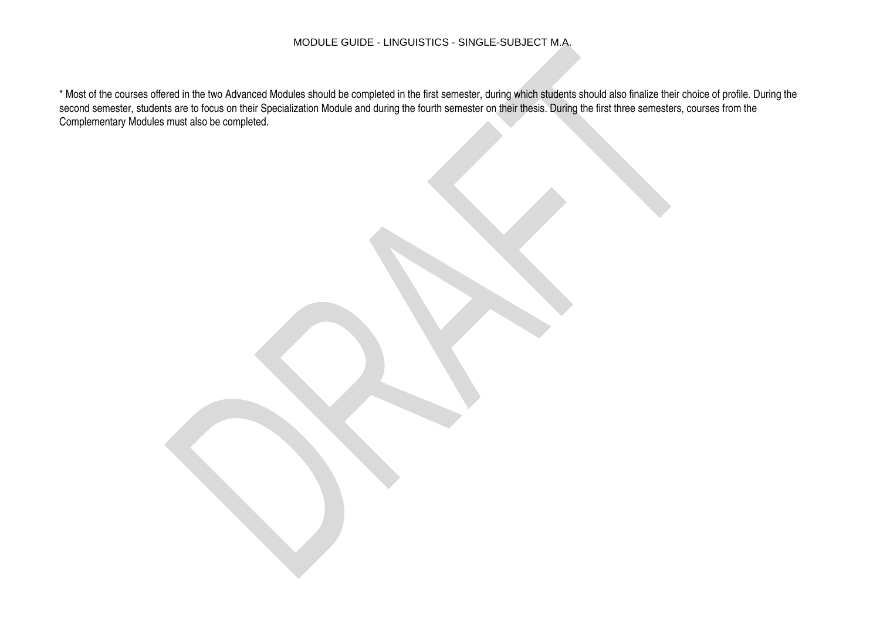* Most of the courses offered in the two Advanced Modules should be completed in the first semester, during which students should also finalize their choice of profile. During the second semester, students are to focus on their Specialization Module and during the fourth semester on their thesis. During the first three semesters, courses from the Complementary Modules must also be completed.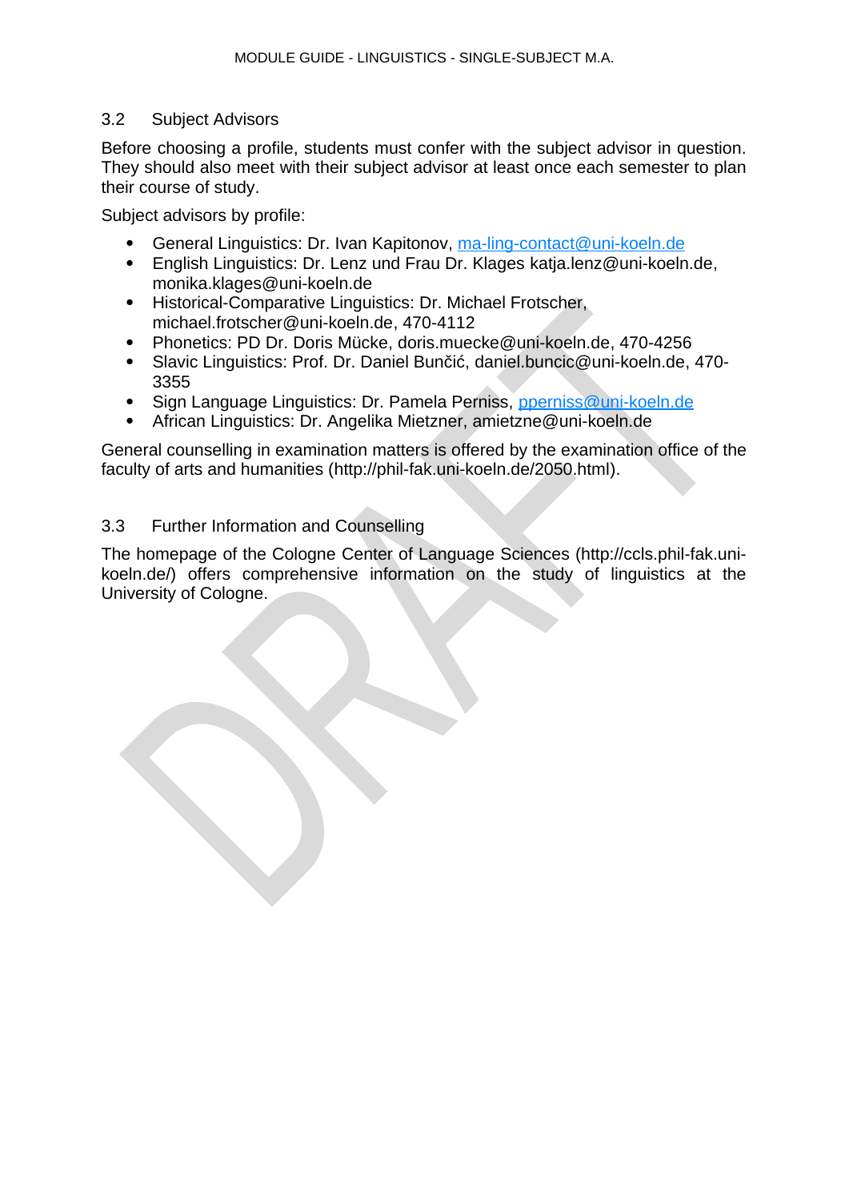## 3.2 Subject Advisors

Before choosing a profile, students must confer with the subject advisor in question. They should also meet with their subject advisor at least once each semester to plan their course of study.

Subject advisors by profile:

- General Linguistics: Dr. Ivan Kapitonov, ma-ling-contact@uni-koeln.de
- English Linguistics: Dr. Lenz und Frau Dr. Klages katja.lenz@uni-koeln.de, monika.klages@uni-koeln.de
- Historical-Comparative Linguistics: Dr. Michael Frotscher, michael.frotscher@uni-koeln.de, 470-4112
- Phonetics: PD Dr. Doris Mücke, doris.muecke@uni-koeln.de, 470-4256
- Slavic Linguistics: Prof. Dr. Daniel Bunčić, daniel.buncic@uni-koeln.de, 470-3355
- Sign Language Linguistics: Dr. Pamela Perniss, pperniss@uni-koeln.de
- African Linguistics: Dr. Angelika Mietzner, amietzne@uni-koeln.de

General counselling in examination matters is offered by the examination office of the faculty of arts and humanities (http://phil-fak.uni-koeln.de/2050.html).

## 3.3 Further Information and Counselling

The homepage of the Cologne Center of Language Sciences (http://ccls.phil-fak.uni-koeln.de/) offers comprehensive information on the study of linguistics at the University of Cologne.